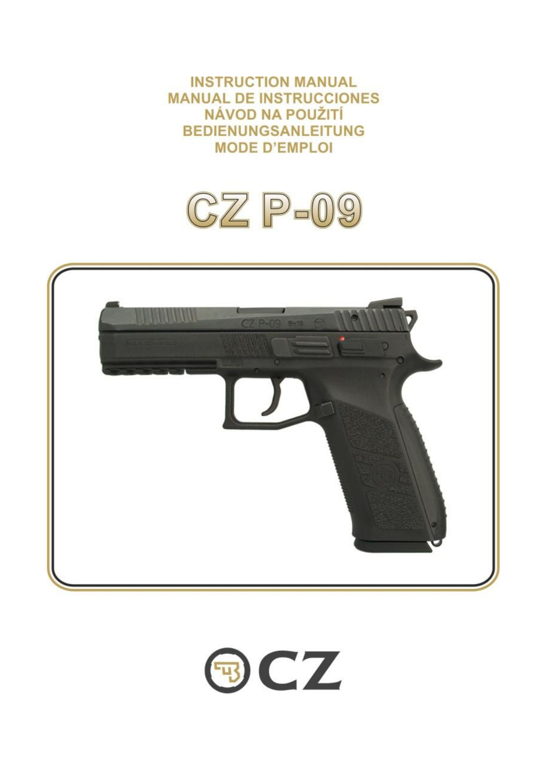# INSTRUCTION MANUAL
# MANUAL DE INSTRUCCIONES
# NÁVOD NA POUŽITÍ
# BEDIENUNGSANLEITUNG
# MODE D'EMPLOI

# CZ P-09

CZ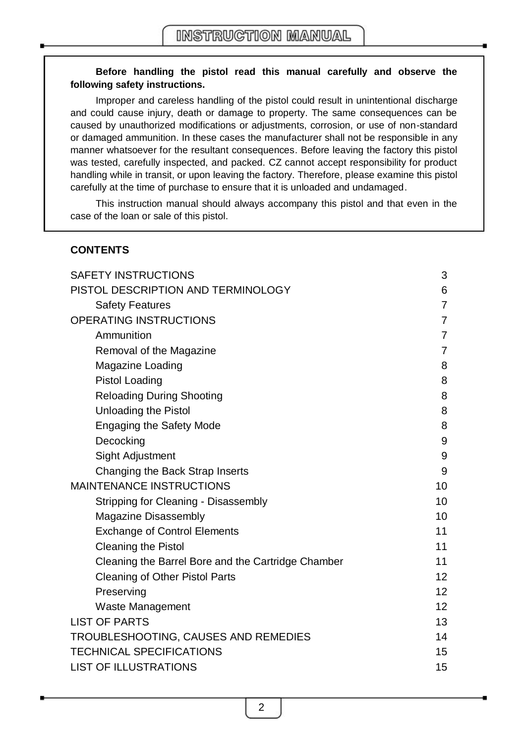**Before handling the pistol read this manual carefully and observe the following safety instructions.**

Improper and careless handling of the pistol could result in unintentional discharge and could cause injury, death or damage to property. The same consequences can be caused by unauthorized modifications or adjustments, corrosion, or use of non-standard or damaged ammunition. In these cases the manufacturer shall not be responsible in any manner whatsoever for the resultant consequences. Before leaving the factory this pistol was tested, carefully inspected, and packed. CZ cannot accept responsibility for product handling while in transit, or upon leaving the factory. Therefore, please examine this pistol carefully at the time of purchase to ensure that it is unloaded and undamaged.

This instruction manual should always accompany this pistol and that even in the case of the loan or sale of this pistol.

## CONTENTS

| | |
|---|---|
| SAFETY INSTRUCTIONS | 3 |
| PISTOL DESCRIPTION AND TERMINOLOGY | 6 |
| Safety Features | 7 |
| OPERATING INSTRUCTIONS | 7 |
| Ammunition | 7 |
| Removal of the Magazine | 7 |
| Magazine Loading | 8 |
| Pistol Loading | 8 |
| Reloading During Shooting | 8 |
| Unloading the Pistol | 8 |
| Engaging the Safety Mode | 8 |
| Decocking | 9 |
| Sight Adjustment | 9 |
| Changing the Back Strap Inserts | 9 |
| MAINTENANCE INSTRUCTIONS | 10 |
| Stripping for Cleaning - Disassembly | 10 |
| Magazine Disassembly | 10 |
| Exchange of Control Elements | 11 |
| Cleaning the Pistol | 11 |
| Cleaning the Barrel Bore and the Cartridge Chamber | 11 |
| Cleaning of Other Pistol Parts | 12 |
| Preserving | 12 |
| Waste Management | 12 |
| LIST OF PARTS | 13 |
| TROUBLESHOOTING, CAUSES AND REMEDIES | 14 |
| TECHNICAL SPECIFICATIONS | 15 |
| LIST OF ILLUSTRATIONS | 15 |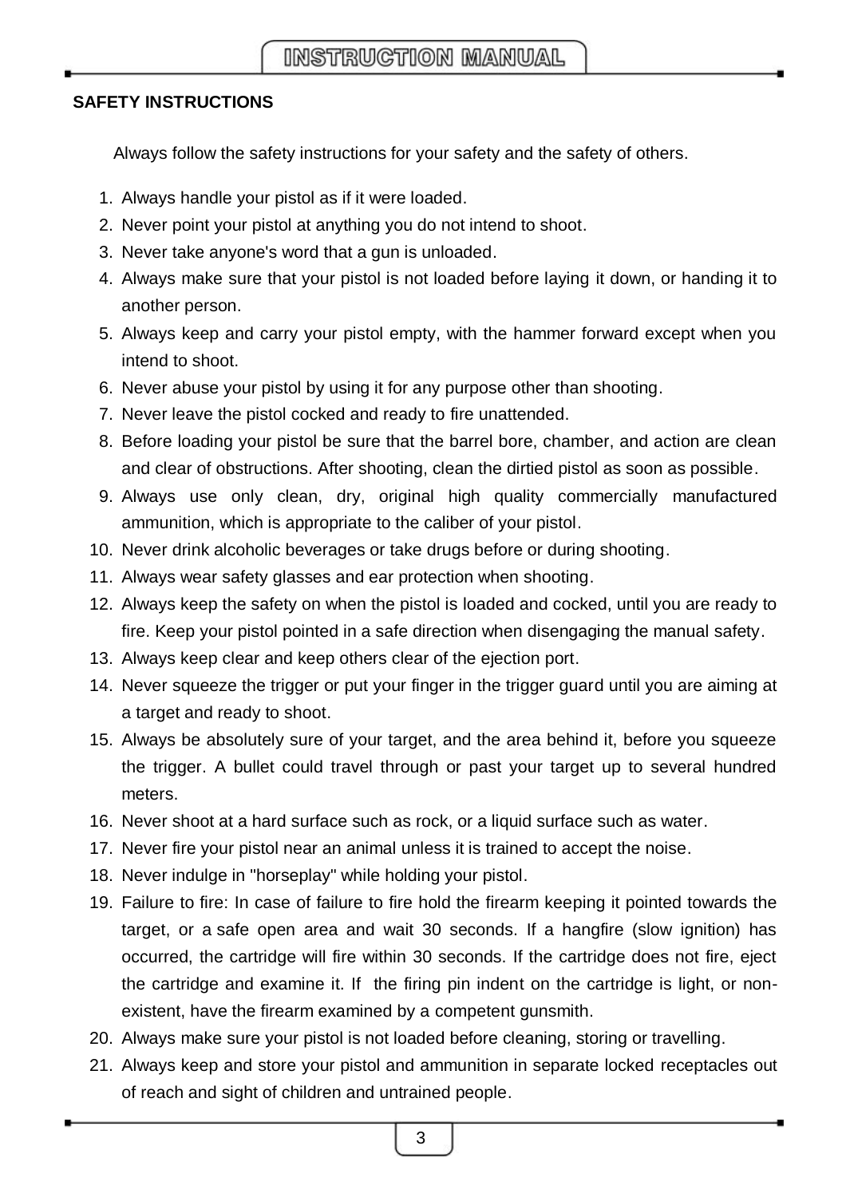## SAFETY INSTRUCTIONS

Always follow the safety instructions for your safety and the safety of others.

1. Always handle your pistol as if it were loaded.
2. Never point your pistol at anything you do not intend to shoot.
3. Never take anyone's word that a gun is unloaded.
4. Always make sure that your pistol is not loaded before laying it down, or handing it to another person.
5. Always keep and carry your pistol empty, with the hammer forward except when you intend to shoot.
6. Never abuse your pistol by using it for any purpose other than shooting.
7. Never leave the pistol cocked and ready to fire unattended.
8. Before loading your pistol be sure that the barrel bore, chamber, and action are clean and clear of obstructions. After shooting, clean the dirtied pistol as soon as possible.
9. Always use only clean, dry, original high quality commercially manufactured ammunition, which is appropriate to the caliber of your pistol.
10. Never drink alcoholic beverages or take drugs before or during shooting.
11. Always wear safety glasses and ear protection when shooting.
12. Always keep the safety on when the pistol is loaded and cocked, until you are ready to fire. Keep your pistol pointed in a safe direction when disengaging the manual safety.
13. Always keep clear and keep others clear of the ejection port.
14. Never squeeze the trigger or put your finger in the trigger guard until you are aiming at a target and ready to shoot.
15. Always be absolutely sure of your target, and the area behind it, before you squeeze the trigger. A bullet could travel through or past your target up to several hundred meters.
16. Never shoot at a hard surface such as rock, or a liquid surface such as water.
17. Never fire your pistol near an animal unless it is trained to accept the noise.
18. Never indulge in "horseplay" while holding your pistol.
19. Failure to fire: In case of failure to fire hold the firearm keeping it pointed towards the target, or a safe open area and wait 30 seconds. If a hangfire (slow ignition) has occurred, the cartridge will fire within 30 seconds. If the cartridge does not fire, eject the cartridge and examine it. If the firing pin indent on the cartridge is light, or non-existent, have the firearm examined by a competent gunsmith.
20. Always make sure your pistol is not loaded before cleaning, storing or travelling.
21. Always keep and store your pistol and ammunition in separate locked receptacles out of reach and sight of children and untrained people.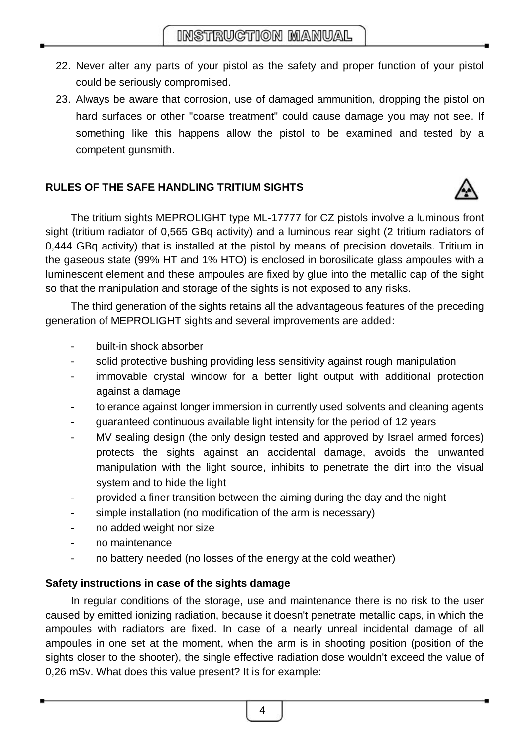22. Never alter any parts of your pistol as the safety and proper function of your pistol could be seriously compromised.
23. Always be aware that corrosion, use of damaged ammunition, dropping the pistol on hard surfaces or other "coarse treatment" could cause damage you may not see. If something like this happens allow the pistol to be examined and tested by a competent gunsmith.

## RULES OF THE SAFE HANDLING TRITIUM SIGHTS

The tritium sights MEPROLIGHT type ML-17777 for CZ pistols involve a luminous front sight (tritium radiator of 0,565 GBq activity) and a luminous rear sight (2 tritium radiators of 0,444 GBq activity) that is installed at the pistol by means of precision dovetails. Tritium in the gaseous state (99% HT and 1% HTO) is enclosed in borosilicate glass ampoules with a luminescent element and these ampoules are fixed by glue into the metallic cap of the sight so that the manipulation and storage of the sights is not exposed to any risks.

The third generation of the sights retains all the advantageous features of the preceding generation of MEPROLIGHT sights and several improvements are added:

- built-in shock absorber
- solid protective bushing providing less sensitivity against rough manipulation
- immovable crystal window for a better light output with additional protection against a damage
- tolerance against longer immersion in currently used solvents and cleaning agents
- guaranteed continuous available light intensity for the period of 12 years
- MV sealing design (the only design tested and approved by Israel armed forces) protects the sights against an accidental damage, avoids the unwanted manipulation with the light source, inhibits to penetrate the dirt into the visual system and to hide the light
- provided a finer transition between the aiming during the day and the night
- simple installation (no modification of the arm is necessary)
- no added weight nor size
- no maintenance
- no battery needed (no losses of the energy at the cold weather)

### Safety instructions in case of the sights damage

In regular conditions of the storage, use and maintenance there is no risk to the user caused by emitted ionizing radiation, because it doesn't penetrate metallic caps, in which the ampoules with radiators are fixed. In case of a nearly unreal incidental damage of all ampoules in one set at the moment, when the arm is in shooting position (position of the sights closer to the shooter), the single effective radiation dose wouldn't exceed the value of 0,26 mSv. What does this value present? It is for example: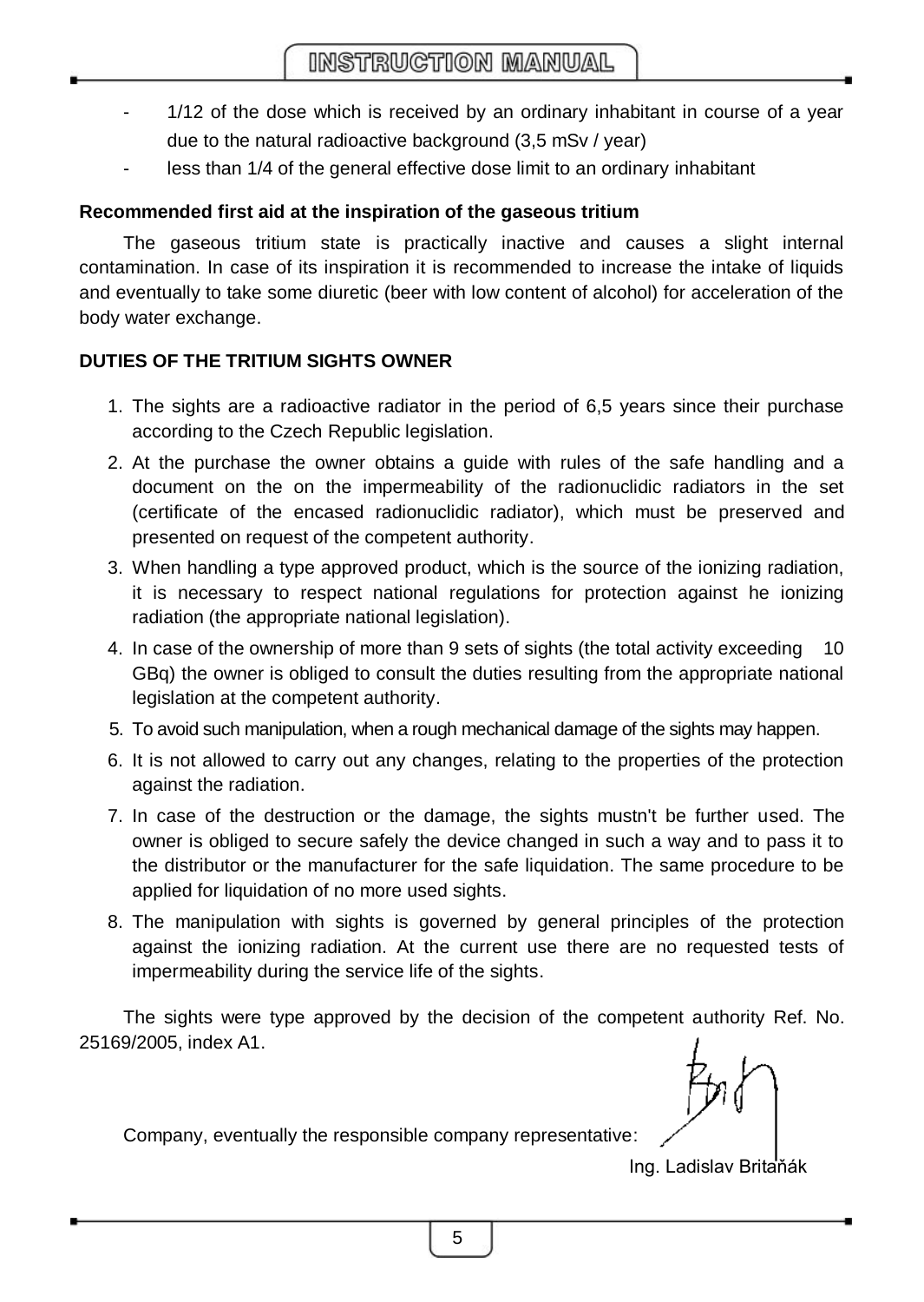- 1/12 of the dose which is received by an ordinary inhabitant in course of a year due to the natural radioactive background (3,5 mSv / year)
- less than 1/4 of the general effective dose limit to an ordinary inhabitant

**Recommended first aid at the inspiration of the gaseous tritium**

The gaseous tritium state is practically inactive and causes a slight internal contamination. In case of its inspiration it is recommended to increase the intake of liquids and eventually to take some diuretic (beer with low content of alcohol) for acceleration of the body water exchange.

**DUTIES OF THE TRITIUM SIGHTS OWNER**

1. The sights are a radioactive radiator in the period of 6,5 years since their purchase according to the Czech Republic legislation.
2. At the purchase the owner obtains a guide with rules of the safe handling and a document on the on the impermeability of the radionuclidic radiators in the set (certificate of the encased radionuclidic radiator), which must be preserved and presented on request of the competent authority.
3. When handling a type approved product, which is the source of the ionizing radiation, it is necessary to respect national regulations for protection against he ionizing radiation (the appropriate national legislation).
4. In case of the ownership of more than 9 sets of sights (the total activity exceeding 10 GBq) the owner is obliged to consult the duties resulting from the appropriate national legislation at the competent authority.
5. To avoid such manipulation, when a rough mechanical damage of the sights may happen.
6. It is not allowed to carry out any changes, relating to the properties of the protection against the radiation.
7. In case of the destruction or the damage, the sights mustn't be further used. The owner is obliged to secure safely the device changed in such a way and to pass it to the distributor or the manufacturer for the safe liquidation. The same procedure to be applied for liquidation of no more used sights.
8. The manipulation with sights is governed by general principles of the protection against the ionizing radiation. At the current use there are no requested tests of impermeability during the service life of the sights.

The sights were type approved by the decision of the competent authority Ref. No. 25169/2005, index A1.

Company, eventually the responsible company representative:

Ing. Ladislav Britaňák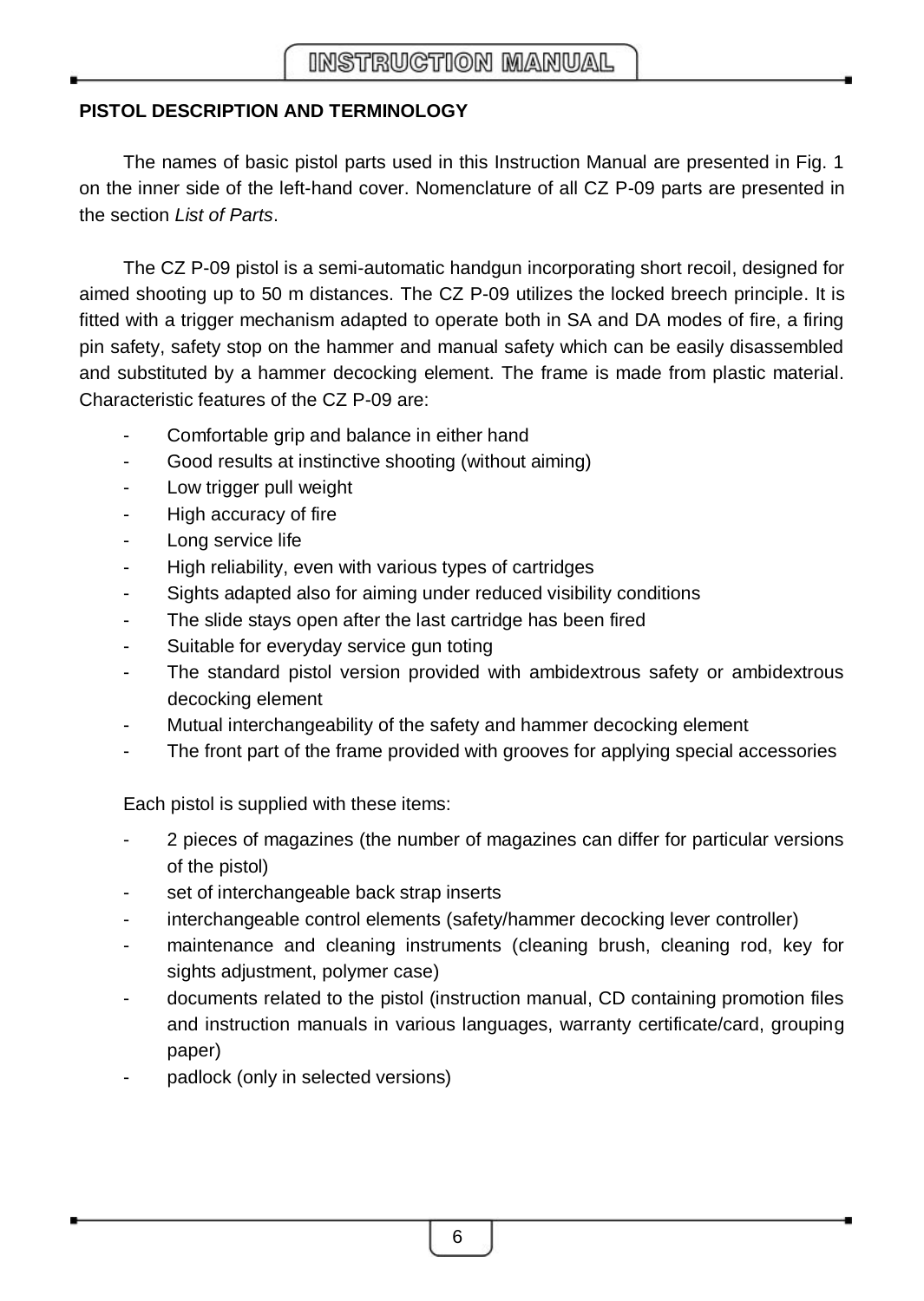## PISTOL DESCRIPTION AND TERMINOLOGY

The names of basic pistol parts used in this Instruction Manual are presented in Fig. 1 on the inner side of the left-hand cover. Nomenclature of all CZ P-09 parts are presented in the section *List of Parts*.

The CZ P-09 pistol is a semi-automatic handgun incorporating short recoil, designed for aimed shooting up to 50 m distances. The CZ P-09 utilizes the locked breech principle. It is fitted with a trigger mechanism adapted to operate both in SA and DA modes of fire, a firing pin safety, safety stop on the hammer and manual safety which can be easily disassembled and substituted by a hammer decocking element. The frame is made from plastic material. Characteristic features of the CZ P-09 are:

- Comfortable grip and balance in either hand
- Good results at instinctive shooting (without aiming)
- Low trigger pull weight
- High accuracy of fire
- Long service life
- High reliability, even with various types of cartridges
- Sights adapted also for aiming under reduced visibility conditions
- The slide stays open after the last cartridge has been fired
- Suitable for everyday service gun toting
- The standard pistol version provided with ambidextrous safety or ambidextrous decocking element
- Mutual interchangeability of the safety and hammer decocking element
- The front part of the frame provided with grooves for applying special accessories

Each pistol is supplied with these items:

- 2 pieces of magazines (the number of magazines can differ for particular versions of the pistol)
- set of interchangeable back strap inserts
- interchangeable control elements (safety/hammer decocking lever controller)
- maintenance and cleaning instruments (cleaning brush, cleaning rod, key for sights adjustment, polymer case)
- documents related to the pistol (instruction manual, CD containing promotion files and instruction manuals in various languages, warranty certificate/card, grouping paper)
- padlock (only in selected versions)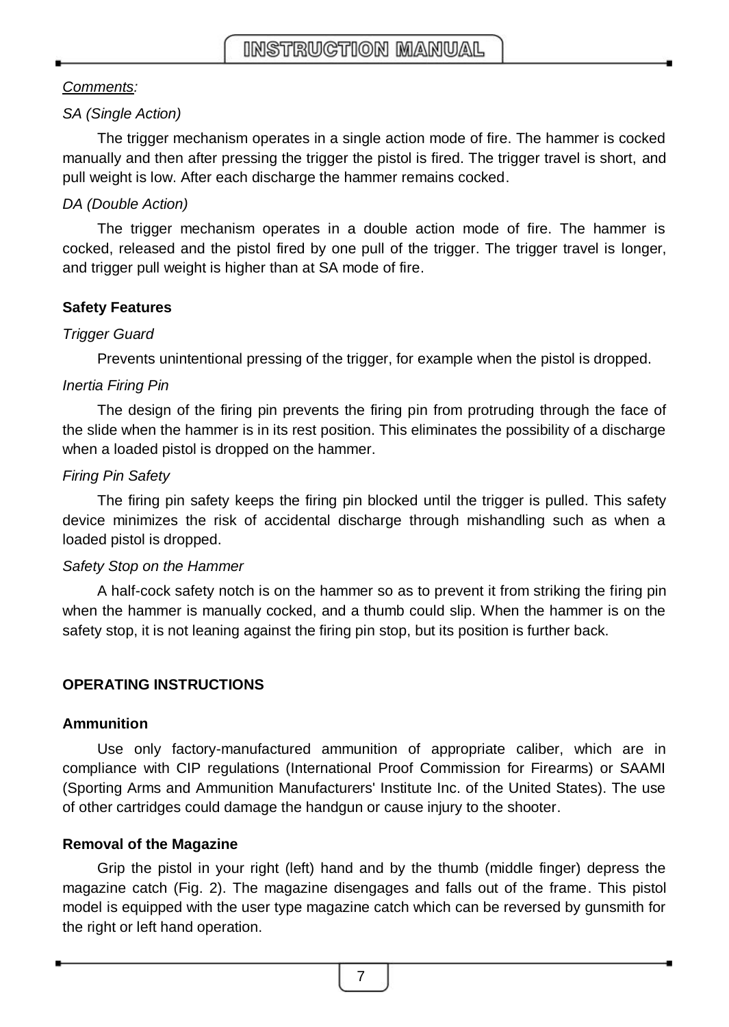*Comments:*

*SA (Single Action)*

The trigger mechanism operates in a single action mode of fire. The hammer is cocked manually and then after pressing the trigger the pistol is fired. The trigger travel is short, and pull weight is low. After each discharge the hammer remains cocked.

*DA (Double Action)*

The trigger mechanism operates in a double action mode of fire. The hammer is cocked, released and the pistol fired by one pull of the trigger. The trigger travel is longer, and trigger pull weight is higher than at SA mode of fire.

### Safety Features

*Trigger Guard*

Prevents unintentional pressing of the trigger, for example when the pistol is dropped.

*Inertia Firing Pin*

The design of the firing pin prevents the firing pin from protruding through the face of the slide when the hammer is in its rest position. This eliminates the possibility of a discharge when a loaded pistol is dropped on the hammer.

*Firing Pin Safety*

The firing pin safety keeps the firing pin blocked until the trigger is pulled. This safety device minimizes the risk of accidental discharge through mishandling such as when a loaded pistol is dropped.

*Safety Stop on the Hammer*

A half-cock safety notch is on the hammer so as to prevent it from striking the firing pin when the hammer is manually cocked, and a thumb could slip. When the hammer is on the safety stop, it is not leaning against the firing pin stop, but its position is further back.

## OPERATING INSTRUCTIONS

### Ammunition

Use only factory-manufactured ammunition of appropriate caliber, which are in compliance with CIP regulations (International Proof Commission for Firearms) or SAAMI (Sporting Arms and Ammunition Manufacturers' Institute Inc. of the United States). The use of other cartridges could damage the handgun or cause injury to the shooter.

### Removal of the Magazine

Grip the pistol in your right (left) hand and by the thumb (middle finger) depress the magazine catch (Fig. 2). The magazine disengages and falls out of the frame. This pistol model is equipped with the user type magazine catch which can be reversed by gunsmith for the right or left hand operation.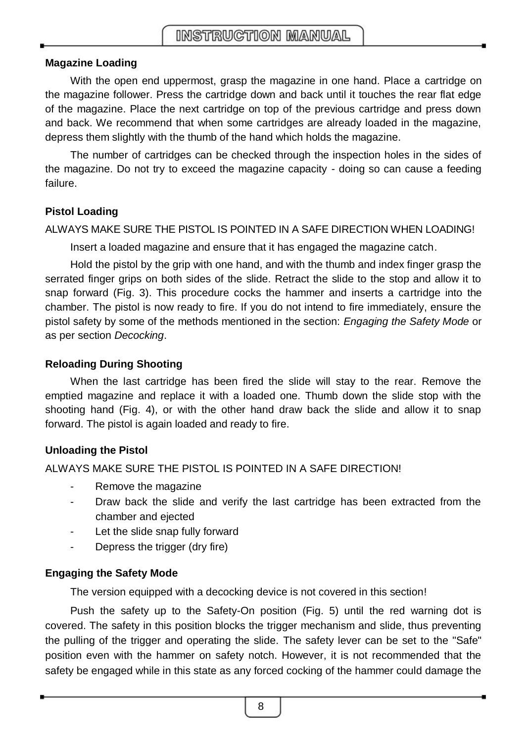### Magazine Loading

With the open end uppermost, grasp the magazine in one hand. Place a cartridge on the magazine follower. Press the cartridge down and back until it touches the rear flat edge of the magazine. Place the next cartridge on top of the previous cartridge and press down and back. We recommend that when some cartridges are already loaded in the magazine, depress them slightly with the thumb of the hand which holds the magazine.

The number of cartridges can be checked through the inspection holes in the sides of the magazine. Do not try to exceed the magazine capacity - doing so can cause a feeding failure.

### Pistol Loading

ALWAYS MAKE SURE THE PISTOL IS POINTED IN A SAFE DIRECTION WHEN LOADING!

Insert a loaded magazine and ensure that it has engaged the magazine catch.

Hold the pistol by the grip with one hand, and with the thumb and index finger grasp the serrated finger grips on both sides of the slide. Retract the slide to the stop and allow it to snap forward (Fig. 3). This procedure cocks the hammer and inserts a cartridge into the chamber. The pistol is now ready to fire. If you do not intend to fire immediately, ensure the pistol safety by some of the methods mentioned in the section: *Engaging the Safety Mode* or as per section *Decocking*.

### Reloading During Shooting

When the last cartridge has been fired the slide will stay to the rear. Remove the emptied magazine and replace it with a loaded one. Thumb down the slide stop with the shooting hand (Fig. 4), or with the other hand draw back the slide and allow it to snap forward. The pistol is again loaded and ready to fire.

### Unloading the Pistol

ALWAYS MAKE SURE THE PISTOL IS POINTED IN A SAFE DIRECTION!

- Remove the magazine
- Draw back the slide and verify the last cartridge has been extracted from the chamber and ejected
- Let the slide snap fully forward
- Depress the trigger (dry fire)

### Engaging the Safety Mode

The version equipped with a decocking device is not covered in this section!

Push the safety up to the Safety-On position (Fig. 5) until the red warning dot is covered. The safety in this position blocks the trigger mechanism and slide, thus preventing the pulling of the trigger and operating the slide. The safety lever can be set to the "Safe" position even with the hammer on safety notch. However, it is not recommended that the safety be engaged while in this state as any forced cocking of the hammer could damage the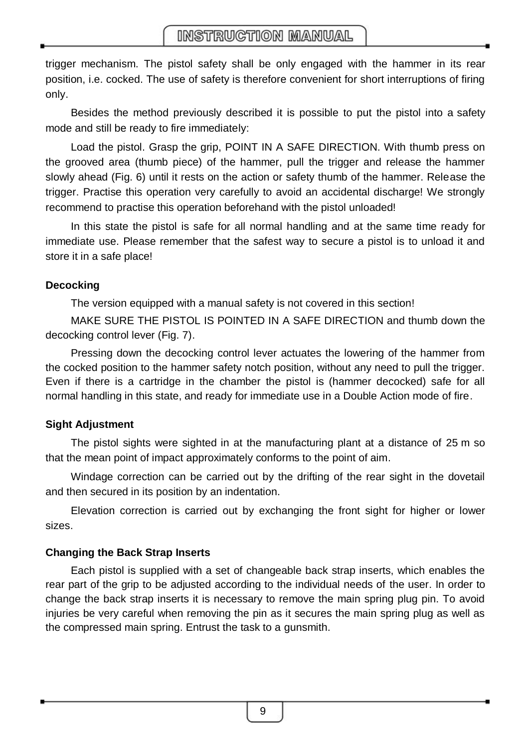trigger mechanism. The pistol safety shall be only engaged with the hammer in its rear position, i.e. cocked. The use of safety is therefore convenient for short interruptions of firing only.

Besides the method previously described it is possible to put the pistol into a safety mode and still be ready to fire immediately:

Load the pistol. Grasp the grip, POINT IN A SAFE DIRECTION. With thumb press on the grooved area (thumb piece) of the hammer, pull the trigger and release the hammer slowly ahead (Fig. 6) until it rests on the action or safety thumb of the hammer. Release the trigger. Practise this operation very carefully to avoid an accidental discharge! We strongly recommend to practise this operation beforehand with the pistol unloaded!

In this state the pistol is safe for all normal handling and at the same time ready for immediate use. Please remember that the safest way to secure a pistol is to unload it and store it in a safe place!

### Decocking

The version equipped with a manual safety is not covered in this section!

MAKE SURE THE PISTOL IS POINTED IN A SAFE DIRECTION and thumb down the decocking control lever (Fig. 7).

Pressing down the decocking control lever actuates the lowering of the hammer from the cocked position to the hammer safety notch position, without any need to pull the trigger. Even if there is a cartridge in the chamber the pistol is (hammer decocked) safe for all normal handling in this state, and ready for immediate use in a Double Action mode of fire.

### Sight Adjustment

The pistol sights were sighted in at the manufacturing plant at a distance of 25 m so that the mean point of impact approximately conforms to the point of aim.

Windage correction can be carried out by the drifting of the rear sight in the dovetail and then secured in its position by an indentation.

Elevation correction is carried out by exchanging the front sight for higher or lower sizes.

### Changing the Back Strap Inserts

Each pistol is supplied with a set of changeable back strap inserts, which enables the rear part of the grip to be adjusted according to the individual needs of the user. In order to change the back strap inserts it is necessary to remove the main spring plug pin. To avoid injuries be very careful when removing the pin as it secures the main spring plug as well as the compressed main spring. Entrust the task to a gunsmith.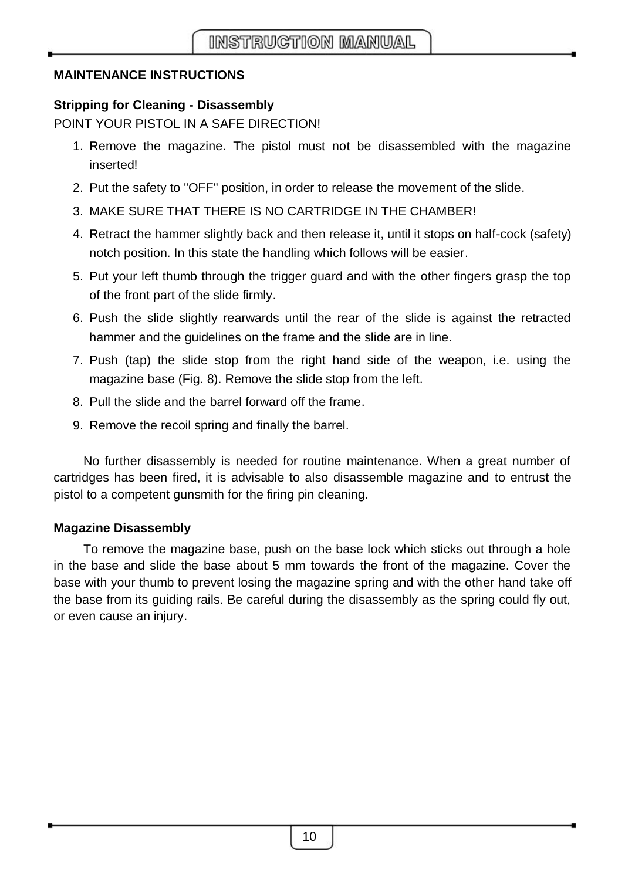## MAINTENANCE INSTRUCTIONS

### Stripping for Cleaning - Disassembly

POINT YOUR PISTOL IN A SAFE DIRECTION!

1. Remove the magazine. The pistol must not be disassembled with the magazine inserted!
2. Put the safety to "OFF" position, in order to release the movement of the slide.
3. MAKE SURE THAT THERE IS NO CARTRIDGE IN THE CHAMBER!
4. Retract the hammer slightly back and then release it, until it stops on half-cock (safety) notch position. In this state the handling which follows will be easier.
5. Put your left thumb through the trigger guard and with the other fingers grasp the top of the front part of the slide firmly.
6. Push the slide slightly rearwards until the rear of the slide is against the retracted hammer and the guidelines on the frame and the slide are in line.
7. Push (tap) the slide stop from the right hand side of the weapon, i.e. using the magazine base (Fig. 8). Remove the slide stop from the left.
8. Pull the slide and the barrel forward off the frame.
9. Remove the recoil spring and finally the barrel.

No further disassembly is needed for routine maintenance. When a great number of cartridges has been fired, it is advisable to also disassemble magazine and to entrust the pistol to a competent gunsmith for the firing pin cleaning.

### Magazine Disassembly

To remove the magazine base, push on the base lock which sticks out through a hole in the base and slide the base about 5 mm towards the front of the magazine. Cover the base with your thumb to prevent losing the magazine spring and with the other hand take off the base from its guiding rails. Be careful during the disassembly as the spring could fly out, or even cause an injury.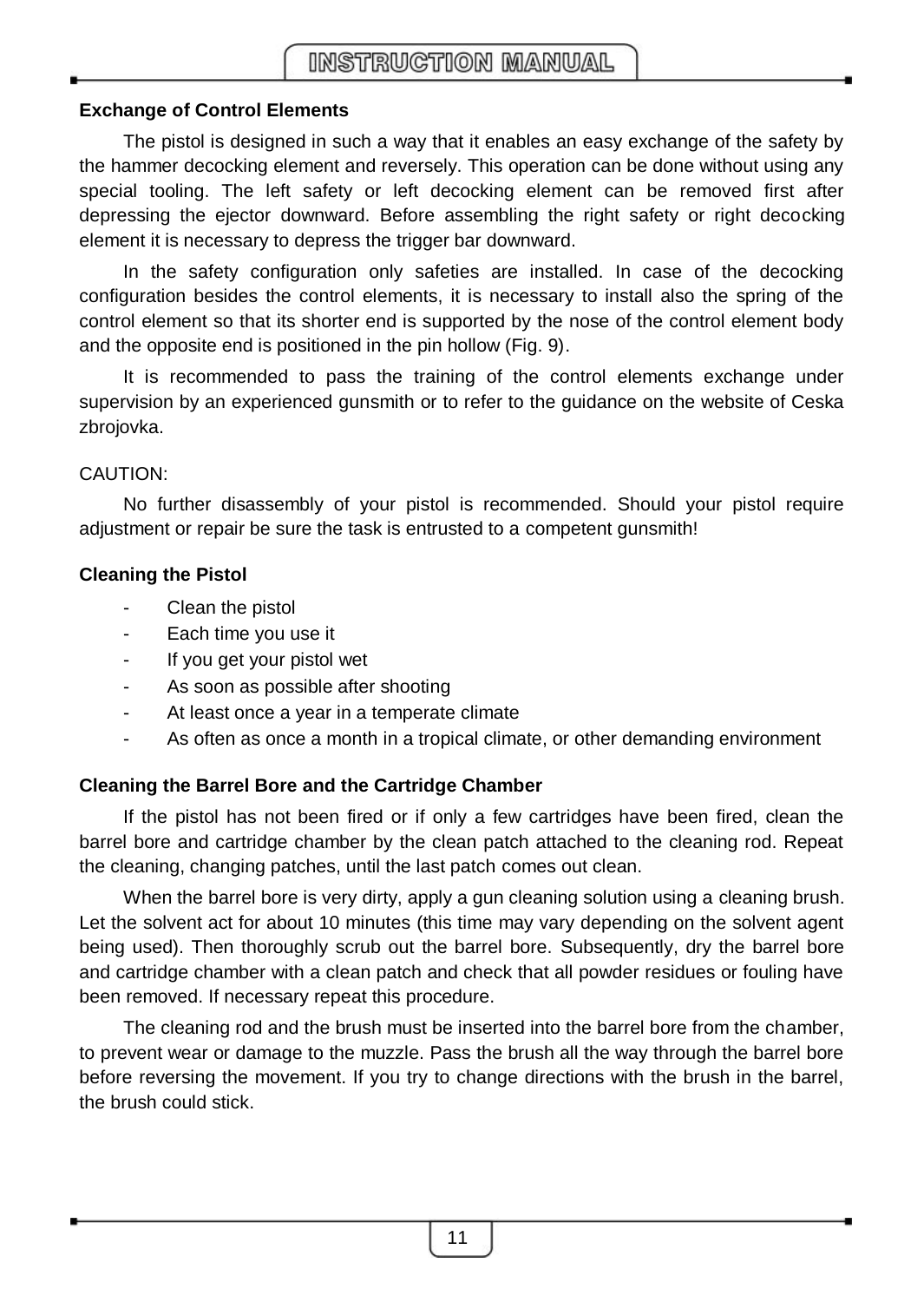### Exchange of Control Elements

The pistol is designed in such a way that it enables an easy exchange of the safety by the hammer decocking element and reversely. This operation can be done without using any special tooling. The left safety or left decocking element can be removed first after depressing the ejector downward. Before assembling the right safety or right decocking element it is necessary to depress the trigger bar downward.

In the safety configuration only safeties are installed. In case of the decocking configuration besides the control elements, it is necessary to install also the spring of the control element so that its shorter end is supported by the nose of the control element body and the opposite end is positioned in the pin hollow (Fig. 9).

It is recommended to pass the training of the control elements exchange under supervision by an experienced gunsmith or to refer to the guidance on the website of Ceska zbrojovka.

CAUTION:

No further disassembly of your pistol is recommended. Should your pistol require adjustment or repair be sure the task is entrusted to a competent gunsmith!

### Cleaning the Pistol

- Clean the pistol
- Each time you use it
- If you get your pistol wet
- As soon as possible after shooting
- At least once a year in a temperate climate
- As often as once a month in a tropical climate, or other demanding environment

### Cleaning the Barrel Bore and the Cartridge Chamber

If the pistol has not been fired or if only a few cartridges have been fired, clean the barrel bore and cartridge chamber by the clean patch attached to the cleaning rod. Repeat the cleaning, changing patches, until the last patch comes out clean.

When the barrel bore is very dirty, apply a gun cleaning solution using a cleaning brush. Let the solvent act for about 10 minutes (this time may vary depending on the solvent agent being used). Then thoroughly scrub out the barrel bore. Subsequently, dry the barrel bore and cartridge chamber with a clean patch and check that all powder residues or fouling have been removed. If necessary repeat this procedure.

The cleaning rod and the brush must be inserted into the barrel bore from the chamber, to prevent wear or damage to the muzzle. Pass the brush all the way through the barrel bore before reversing the movement. If you try to change directions with the brush in the barrel, the brush could stick.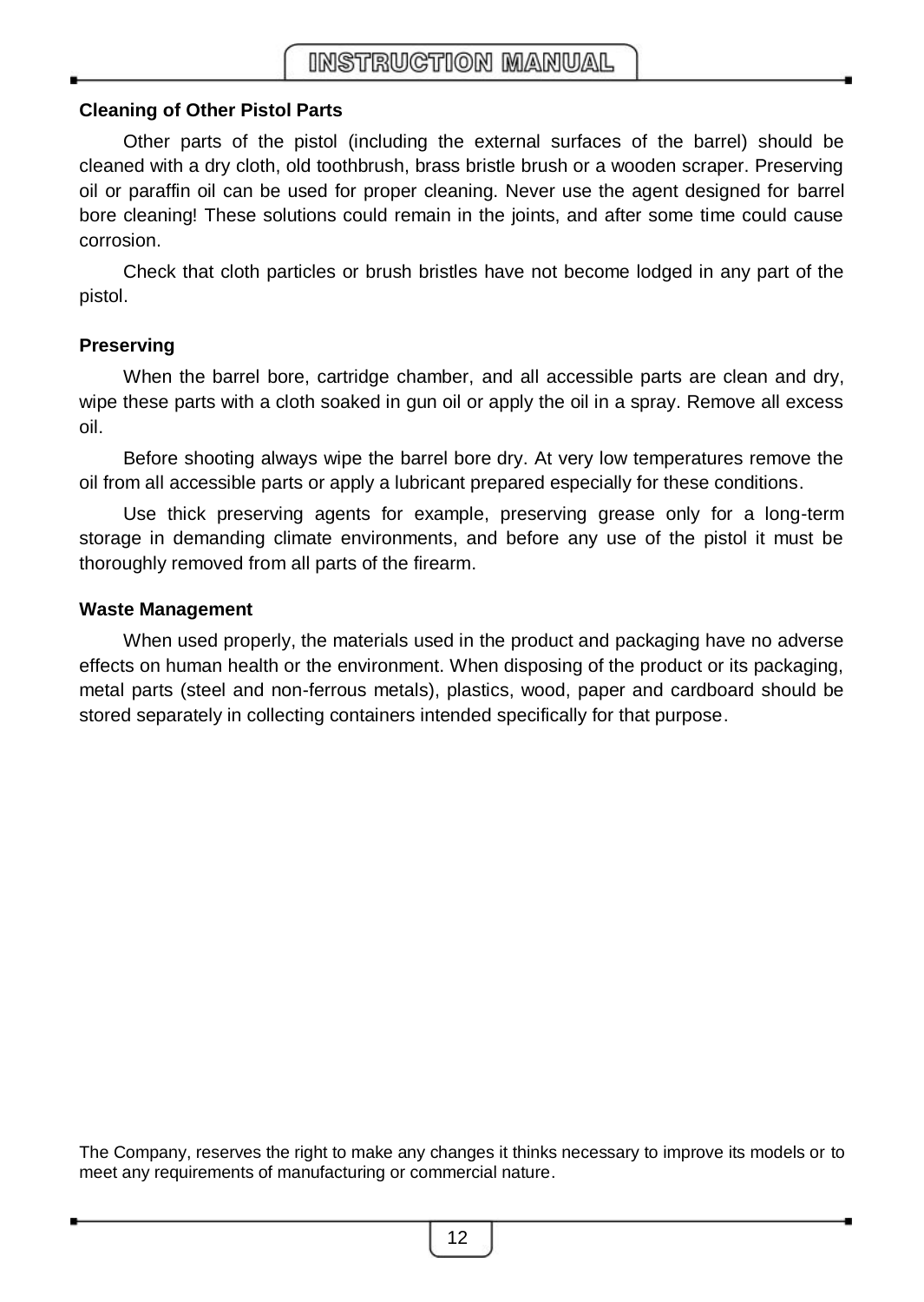### Cleaning of Other Pistol Parts

Other parts of the pistol (including the external surfaces of the barrel) should be cleaned with a dry cloth, old toothbrush, brass bristle brush or a wooden scraper. Preserving oil or paraffin oil can be used for proper cleaning. Never use the agent designed for barrel bore cleaning! These solutions could remain in the joints, and after some time could cause corrosion.

Check that cloth particles or brush bristles have not become lodged in any part of the pistol.

### Preserving

When the barrel bore, cartridge chamber, and all accessible parts are clean and dry, wipe these parts with a cloth soaked in gun oil or apply the oil in a spray. Remove all excess oil.

Before shooting always wipe the barrel bore dry. At very low temperatures remove the oil from all accessible parts or apply a lubricant prepared especially for these conditions.

Use thick preserving agents for example, preserving grease only for a long-term storage in demanding climate environments, and before any use of the pistol it must be thoroughly removed from all parts of the firearm.

### Waste Management

When used properly, the materials used in the product and packaging have no adverse effects on human health or the environment. When disposing of the product or its packaging, metal parts (steel and non-ferrous metals), plastics, wood, paper and cardboard should be stored separately in collecting containers intended specifically for that purpose.

The Company, reserves the right to make any changes it thinks necessary to improve its models or to meet any requirements of manufacturing or commercial nature.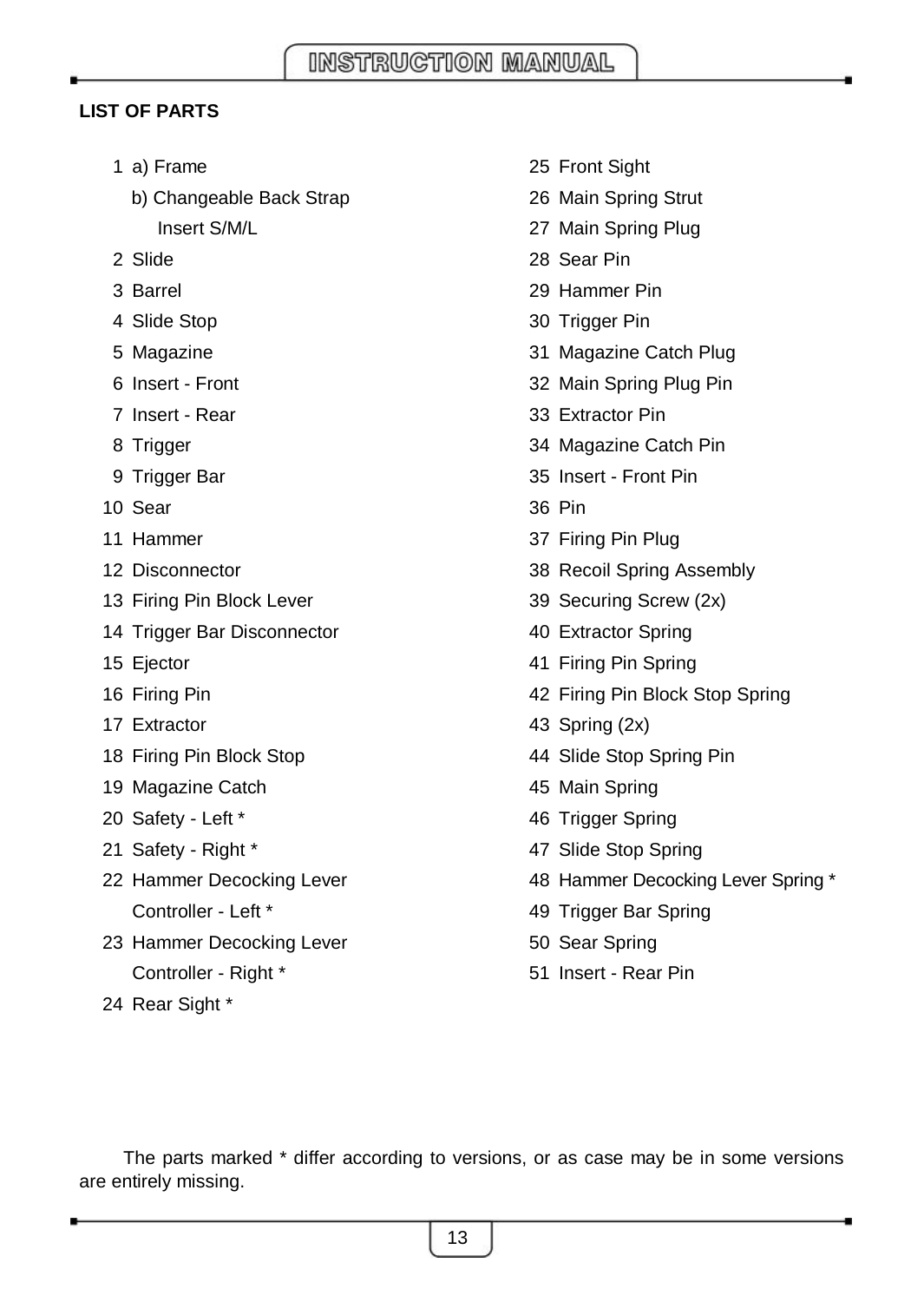## LIST OF PARTS

1. a) Frame
   b) Changeable Back Strap Insert S/M/L
2. Slide
3. Barrel
4. Slide Stop
5. Magazine
6. Insert - Front
7. Insert - Rear
8. Trigger
9. Trigger Bar
10. Sear
11. Hammer
12. Disconnector
13. Firing Pin Block Lever
14. Trigger Bar Disconnector
15. Ejector
16. Firing Pin
17. Extractor
18. Firing Pin Block Stop
19. Magazine Catch
20. Safety - Left *
21. Safety - Right *
22. Hammer Decocking Lever Controller - Left *
23. Hammer Decocking Lever Controller - Right *
24. Rear Sight *
25. Front Sight
26. Main Spring Strut
27. Main Spring Plug
28. Sear Pin
29. Hammer Pin
30. Trigger Pin
31. Magazine Catch Plug
32. Main Spring Plug Pin
33. Extractor Pin
34. Magazine Catch Pin
35. Insert - Front Pin
36. Pin
37. Firing Pin Plug
38. Recoil Spring Assembly
39. Securing Screw (2x)
40. Extractor Spring
41. Firing Pin Spring
42. Firing Pin Block Stop Spring
43. Spring (2x)
44. Slide Stop Spring Pin
45. Main Spring
46. Trigger Spring
47. Slide Stop Spring
48. Hammer Decocking Lever Spring *
49. Trigger Bar Spring
50. Sear Spring
51. Insert - Rear Pin

The parts marked * differ according to versions, or as case may be in some versions are entirely missing.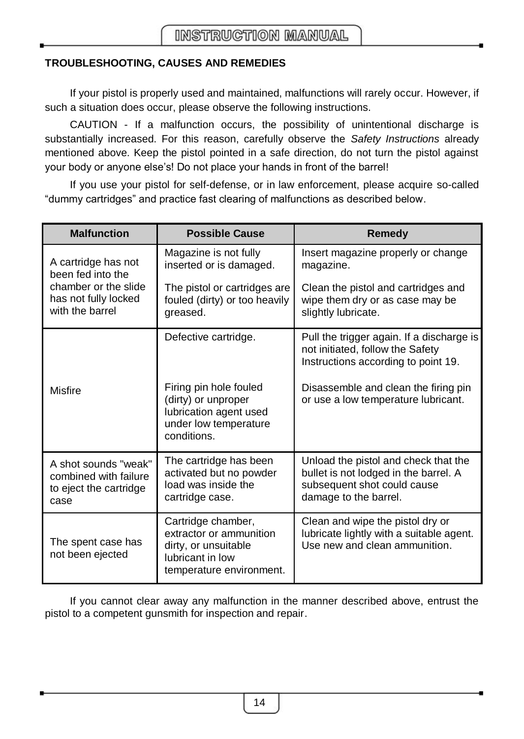## TROUBLESHOOTING, CAUSES AND REMEDIES

If your pistol is properly used and maintained, malfunctions will rarely occur. However, if such a situation does occur, please observe the following instructions.

CAUTION - If a malfunction occurs, the possibility of unintentional discharge is substantially increased. For this reason, carefully observe the *Safety Instructions* already mentioned above. Keep the pistol pointed in a safe direction, do not turn the pistol against your body or anyone else's! Do not place your hands in front of the barrel!

If you use your pistol for self-defense, or in law enforcement, please acquire so-called "dummy cartridges" and practice fast clearing of malfunctions as described below.

| Malfunction | Possible Cause | Remedy |
|---|---|---|
| A cartridge has not been fed into the chamber or the slide has not fully locked with the barrel | Magazine is not fully inserted or is damaged. | Insert magazine properly or change magazine. |
| | The pistol or cartridges are fouled (dirty) or too heavily greased. | Clean the pistol and cartridges and wipe them dry or as case may be slightly lubricate. |
| Misfire | Defective cartridge. | Pull the trigger again. If a discharge is not initiated, follow the Safety Instructions according to point 19. |
| | Firing pin hole fouled (dirty) or unproper lubrication agent used under low temperature conditions. | Disassemble and clean the firing pin or use a low temperature lubricant. |
| A shot sounds "weak" combined with failure to eject the cartridge case | The cartridge has been activated but no powder load was inside the cartridge case. | Unload the pistol and check that the bullet is not lodged in the barrel. A subsequent shot could cause damage to the barrel. |
| The spent case has not been ejected | Cartridge chamber, extractor or ammunition dirty, or unsuitable lubricant in low temperature environment. | Clean and wipe the pistol dry or lubricate lightly with a suitable agent. Use new and clean ammunition. |

If you cannot clear away any malfunction in the manner described above, entrust the pistol to a competent gunsmith for inspection and repair.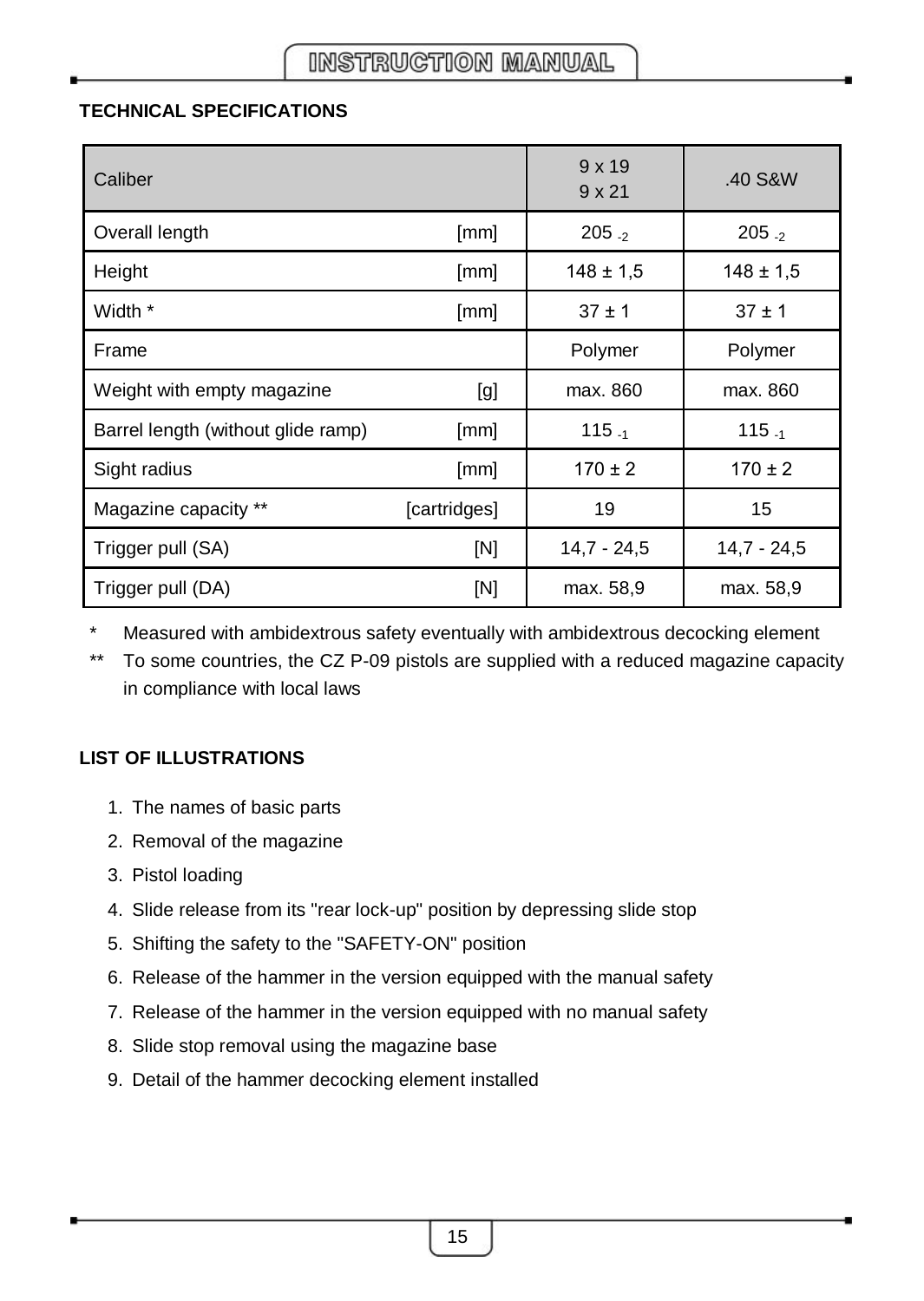## TECHNICAL SPECIFICATIONS

| Caliber | | 9 x 19<br>9 x 21 | .40 S&W |
|---|---|---|---|
| Overall length | [mm] | $205_{-2}$ | $205_{-2}$ |
| Height | [mm] | 148 ± 1,5 | 148 ± 1,5 |
| Width * | [mm] | 37 ± 1 | 37 ± 1 |
| Frame | | Polymer | Polymer |
| Weight with empty magazine | [g] | max. 860 | max. 860 |
| Barrel length (without glide ramp) | [mm] | $115_{-1}$ | $115_{-1}$ |
| Sight radius | [mm] | 170 ± 2 | 170 ± 2 |
| Magazine capacity ** | [cartridges] | 19 | 15 |
| Trigger pull (SA) | [N] | 14,7 - 24,5 | 14,7 - 24,5 |
| Trigger pull (DA) | [N] | max. 58,9 | max. 58,9 |

\* Measured with ambidextrous safety eventually with ambidextrous decocking element

\** To some countries, the CZ P-09 pistols are supplied with a reduced magazine capacity in compliance with local laws

## LIST OF ILLUSTRATIONS

1. The names of basic parts
2. Removal of the magazine
3. Pistol loading
4. Slide release from its "rear lock-up" position by depressing slide stop
5. Shifting the safety to the "SAFETY-ON" position
6. Release of the hammer in the version equipped with the manual safety
7. Release of the hammer in the version equipped with no manual safety
8. Slide stop removal using the magazine base
9. Detail of the hammer decocking element installed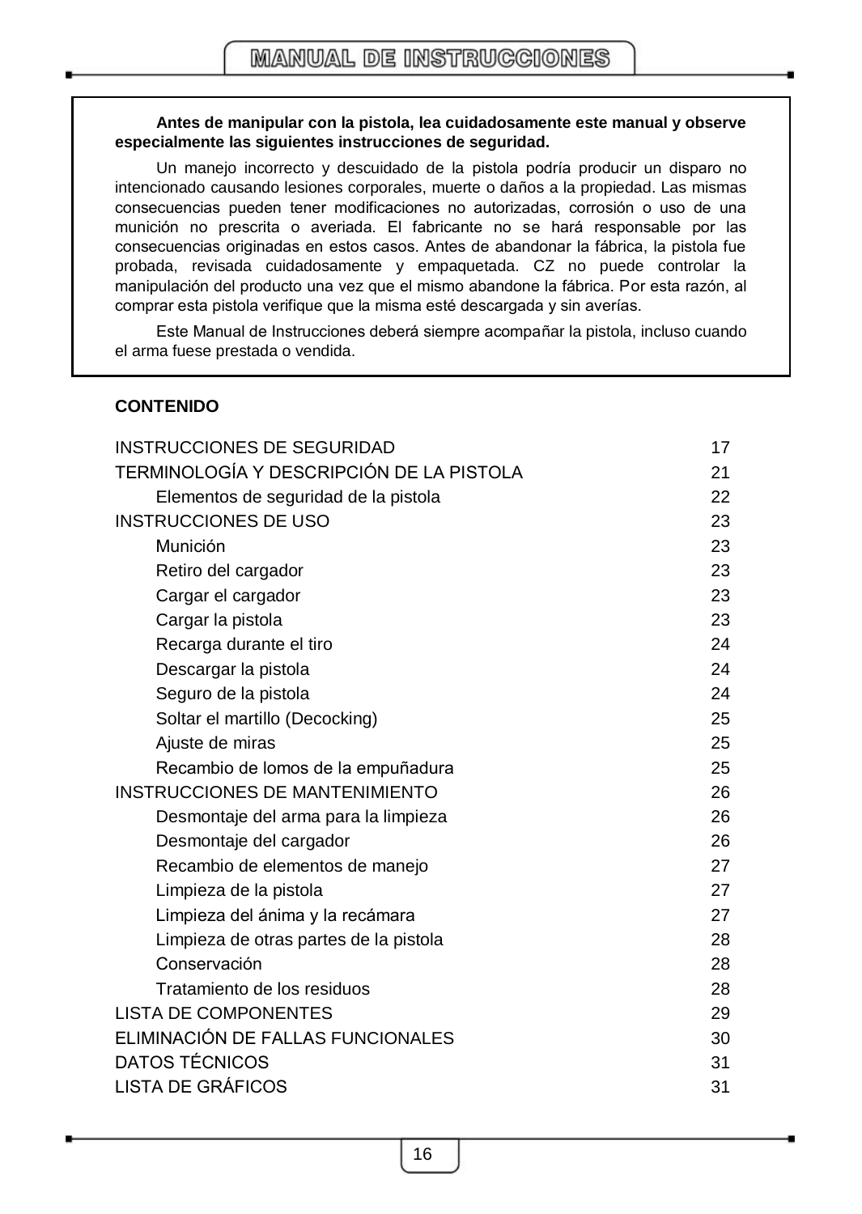**Antes de manipular con la pistola, lea cuidadosamente este manual y observe especialmente las siguientes instrucciones de seguridad.**

Un manejo incorrecto y descuidado de la pistola podría producir un disparo no intencionado causando lesiones corporales, muerte o daños a la propiedad. Las mismas consecuencias pueden tener modificaciones no autorizadas, corrosión o uso de una munición no prescrita o averiada. El fabricante no se hará responsable por las consecuencias originadas en estos casos. Antes de abandonar la fábrica, la pistola fue probada, revisada cuidadosamente y empaquetada. CZ no puede controlar la manipulación del producto una vez que el mismo abandone la fábrica. Por esta razón, al comprar esta pistola verifique que la misma esté descargada y sin averías.

Este Manual de Instrucciones deberá siempre acompañar la pistola, incluso cuando el arma fuese prestada o vendida.

**CONTENIDO**

| | |
|---|---|
| INSTRUCCIONES DE SEGURIDAD | 17 |
| TERMINOLOGÍA Y DESCRIPCIÓN DE LA PISTOLA | 21 |
| Elementos de seguridad de la pistola | 22 |
| INSTRUCCIONES DE USO | 23 |
| Munición | 23 |
| Retiro del cargador | 23 |
| Cargar el cargador | 23 |
| Cargar la pistola | 23 |
| Recarga durante el tiro | 24 |
| Descargar la pistola | 24 |
| Seguro de la pistola | 24 |
| Soltar el martillo (Decocking) | 25 |
| Ajuste de miras | 25 |
| Recambio de lomos de la empuñadura | 25 |
| INSTRUCCIONES DE MANTENIMIENTO | 26 |
| Desmontaje del arma para la limpieza | 26 |
| Desmontaje del cargador | 26 |
| Recambio de elementos de manejo | 27 |
| Limpieza de la pistola | 27 |
| Limpieza del ánima y la recámara | 27 |
| Limpieza de otras partes de la pistola | 28 |
| Conservación | 28 |
| Tratamiento de los residuos | 28 |
| LISTA DE COMPONENTES | 29 |
| ELIMINACIÓN DE FALLAS FUNCIONALES | 30 |
| DATOS TÉCNICOS | 31 |
| LISTA DE GRÁFICOS | 31 |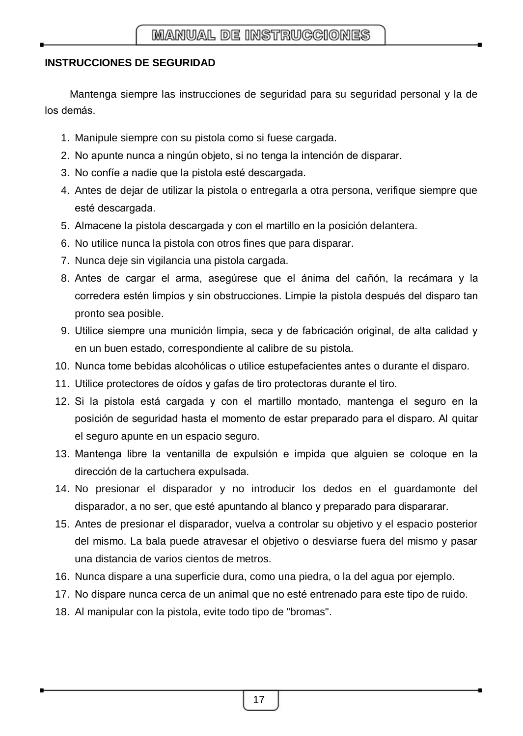**INSTRUCCIONES DE SEGURIDAD**

Mantenga siempre las instrucciones de seguridad para su seguridad personal y la de los demás.

1. Manipule siempre con su pistola como si fuese cargada.
2. No apunte nunca a ningún objeto, si no tenga la intención de disparar.
3. No confíe a nadie que la pistola esté descargada.
4. Antes de dejar de utilizar la pistola o entregarla a otra persona, verifique siempre que esté descargada.
5. Almacene la pistola descargada y con el martillo en la posición delantera.
6. No utilice nunca la pistola con otros fines que para disparar.
7. Nunca deje sin vigilancia una pistola cargada.
8. Antes de cargar el arma, asegúrese que el ánima del cañón, la recámara y la corredera estén limpios y sin obstrucciones. Limpie la pistola después del disparo tan pronto sea posible.
9. Utilice siempre una munición limpia, seca y de fabricación original, de alta calidad y en un buen estado, correspondiente al calibre de su pistola.
10. Nunca tome bebidas alcohólicas o utilice estupefacientes antes o durante el disparo.
11. Utilice protectores de oídos y gafas de tiro protectoras durante el tiro.
12. Si la pistola está cargada y con el martillo montado, mantenga el seguro en la posición de seguridad hasta el momento de estar preparado para el disparo. Al quitar el seguro apunte en un espacio seguro.
13. Mantenga libre la ventanilla de expulsión e impida que alguien se coloque en la dirección de la cartuchera expulsada.
14. No presionar el disparador y no introducir los dedos en el guardamonte del disparador, a no ser, que esté apuntando al blanco y preparado para dispararar.
15. Antes de presionar el disparador, vuelva a controlar su objetivo y el espacio posterior del mismo. La bala puede atravesar el objetivo o desviarse fuera del mismo y pasar una distancia de varios cientos de metros.
16. Nunca dispare a una superficie dura, como una piedra, o la del agua por ejemplo.
17. No dispare nunca cerca de un animal que no esté entrenado para este tipo de ruido.
18. Al manipular con la pistola, evite todo tipo de "bromas".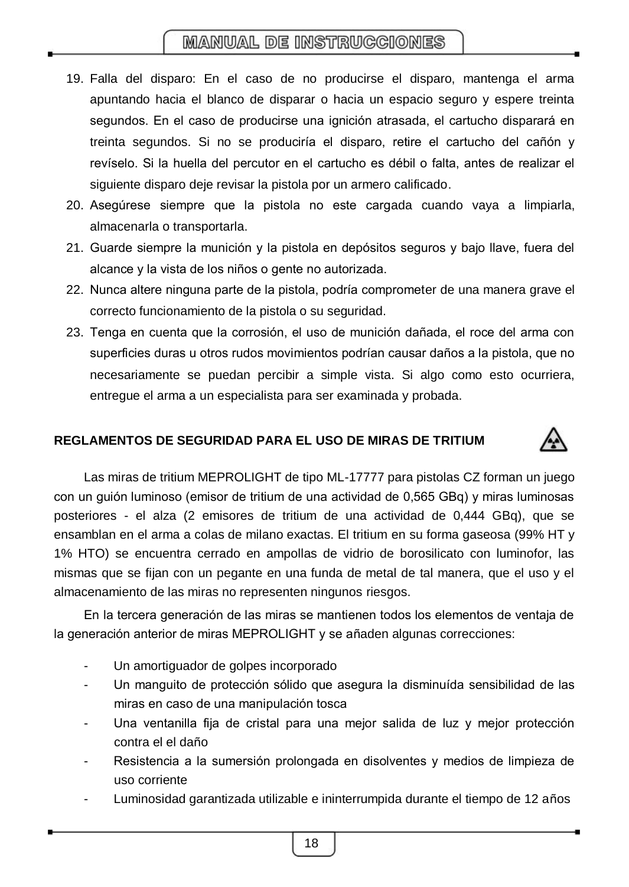19. Falla del disparo: En el caso de no producirse el disparo, mantenga el arma apuntando hacia el blanco de disparar o hacia un espacio seguro y espere treinta segundos. En el caso de producirse una ignición atrasada, el cartucho disparará en treinta segundos. Si no se produciría el disparo, retire el cartucho del cañón y revíselo. Si la huella del percutor en el cartucho es débil o falta, antes de realizar el siguiente disparo deje revisar la pistola por un armero calificado.
20. Asegúrese siempre que la pistola no este cargada cuando vaya a limpiarla, almacenarla o transportarla.
21. Guarde siempre la munición y la pistola en depósitos seguros y bajo llave, fuera del alcance y la vista de los niños o gente no autorizada.
22. Nunca altere ninguna parte de la pistola, podría comprometer de una manera grave el correcto funcionamiento de la pistola o su seguridad.
23. Tenga en cuenta que la corrosión, el uso de munición dañada, el roce del arma con superficies duras u otros rudos movimientos podrían causar daños a la pistola, que no necesariamente se puedan percibir a simple vista. Si algo como esto ocurriera, entregue el arma a un especialista para ser examinada y probada.

**REGLAMENTOS DE SEGURIDAD PARA EL USO DE MIRAS DE TRITIUM**

Las miras de tritium MEPROLIGHT de tipo ML-17777 para pistolas CZ forman un juego con un guión luminoso (emisor de tritium de una actividad de 0,565 GBq) y miras luminosas posteriores - el alza (2 emisores de tritium de una actividad de 0,444 GBq), que se ensamblan en el arma a colas de milano exactas. El tritium en su forma gaseosa (99% HT y 1% HTO) se encuentra cerrado en ampollas de vidrio de borosilicato con luminofor, las mismas que se fijan con un pegante en una funda de metal de tal manera, que el uso y el almacenamiento de las miras no representen ningunos riesgos.

En la tercera generación de las miras se mantienen todos los elementos de ventaja de la generación anterior de miras MEPROLIGHT y se añaden algunas correcciones:

- Un amortiguador de golpes incorporado
- Un manguito de protección sólido que asegura la disminuída sensibilidad de las miras en caso de una manipulación tosca
- Una ventanilla fija de cristal para una mejor salida de luz y mejor protección contra el el daño
- Resistencia a la sumersión prolongada en disolventes y medios de limpieza de uso corriente
- Luminosidad garantizada utilizable e ininterrumpida durante el tiempo de 12 años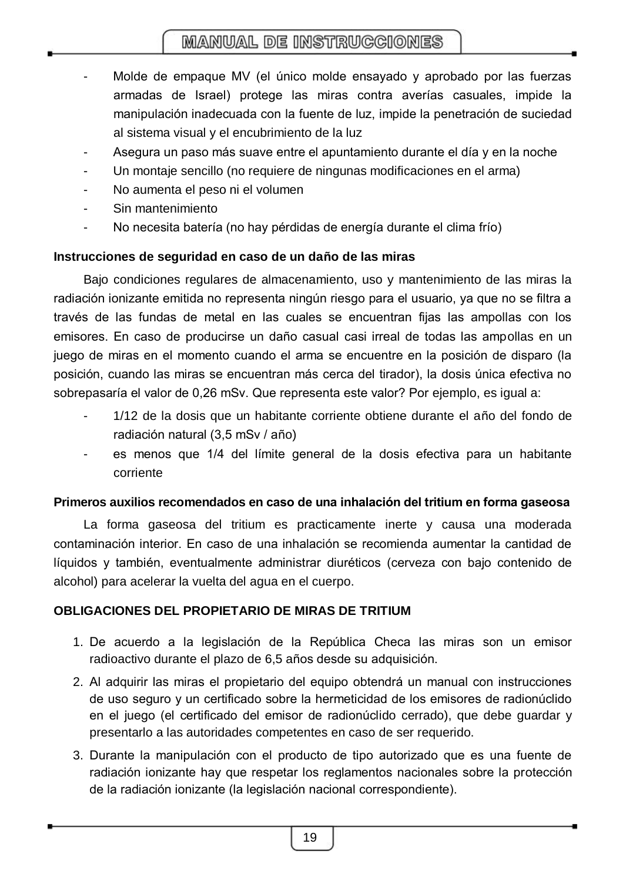- Molde de empaque MV (el único molde ensayado y aprobado por las fuerzas armadas de Israel) protege las miras contra averías casuales, impide la manipulación inadecuada con la fuente de luz, impide la penetración de suciedad al sistema visual y el encubrimiento de la luz
- Asegura un paso más suave entre el apuntamiento durante el día y en la noche
- Un montaje sencillo (no requiere de ningunas modificaciones en el arma)
- No aumenta el peso ni el volumen
- Sin mantenimiento
- No necesita batería (no hay pérdidas de energía durante el clima frío)

**Instrucciones de seguridad en caso de un daño de las miras**

Bajo condiciones regulares de almacenamiento, uso y mantenimiento de las miras la radiación ionizante emitida no representa ningún riesgo para el usuario, ya que no se filtra a través de las fundas de metal en las cuales se encuentran fijas las ampollas con los emisores. En caso de producirse un daño casual casi irreal de todas las ampollas en un juego de miras en el momento cuando el arma se encuentre en la posición de disparo (la posición, cuando las miras se encuentran más cerca del tirador), la dosis única efectiva no sobrepasaría el valor de 0,26 mSv. Que representa este valor? Por ejemplo, es igual a:

- 1/12 de la dosis que un habitante corriente obtiene durante el año del fondo de radiación natural (3,5 mSv / año)
- es menos que 1/4 del límite general de la dosis efectiva para un habitante corriente

**Primeros auxilios recomendados en caso de una inhalación del tritium en forma gaseosa**

La forma gaseosa del tritium es practicamente inerte y causa una moderada contaminación interior. En caso de una inhalación se recomienda aumentar la cantidad de líquidos y también, eventualmente administrar diuréticos (cerveza con bajo contenido de alcohol) para acelerar la vuelta del agua en el cuerpo.

**OBLIGACIONES DEL PROPIETARIO DE MIRAS DE TRITIUM**

1. De acuerdo a la legislación de la República Checa las miras son un emisor radioactivo durante el plazo de 6,5 años desde su adquisición.
2. Al adquirir las miras el propietario del equipo obtendrá un manual con instrucciones de uso seguro y un certificado sobre la hermeticidad de los emisores de radionúclido en el juego (el certificado del emisor de radionúclido cerrado), que debe guardar y presentarlo a las autoridades competentes en caso de ser requerido.
3. Durante la manipulación con el producto de tipo autorizado que es una fuente de radiación ionizante hay que respetar los reglamentos nacionales sobre la protección de la radiación ionizante (la legislación nacional correspondiente).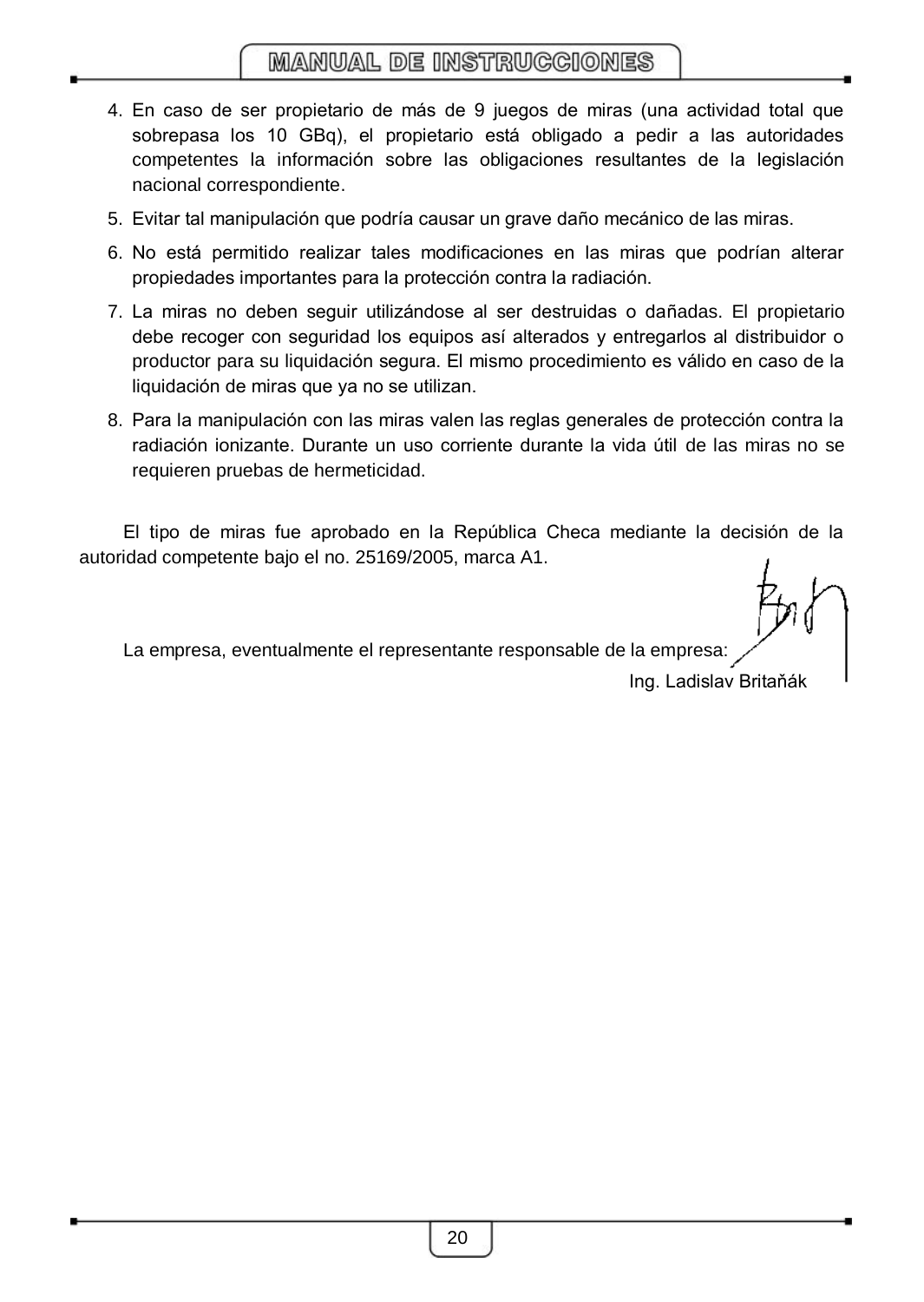4. En caso de ser propietario de más de 9 juegos de miras (una actividad total que sobrepasa los 10 GBq), el propietario está obligado a pedir a las autoridades competentes la información sobre las obligaciones resultantes de la legislación nacional correspondiente.
5. Evitar tal manipulación que podría causar un grave daño mecánico de las miras.
6. No está permitido realizar tales modificaciones en las miras que podrían alterar propiedades importantes para la protección contra la radiación.
7. La miras no deben seguir utilizándose al ser destruidas o dañadas. El propietario debe recoger con seguridad los equipos así alterados y entregarlos al distribuidor o productor para su liquidación segura. El mismo procedimiento es válido en caso de la liquidación de miras que ya no se utilizan.
8. Para la manipulación con las miras valen las reglas generales de protección contra la radiación ionizante. Durante un uso corriente durante la vida útil de las miras no se requieren pruebas de hermeticidad.

El tipo de miras fue aprobado en la República Checa mediante la decisión de la autoridad competente bajo el no. 25169/2005, marca A1.

La empresa, eventualmente el representante responsable de la empresa:

Ing. Ladislav Britaňák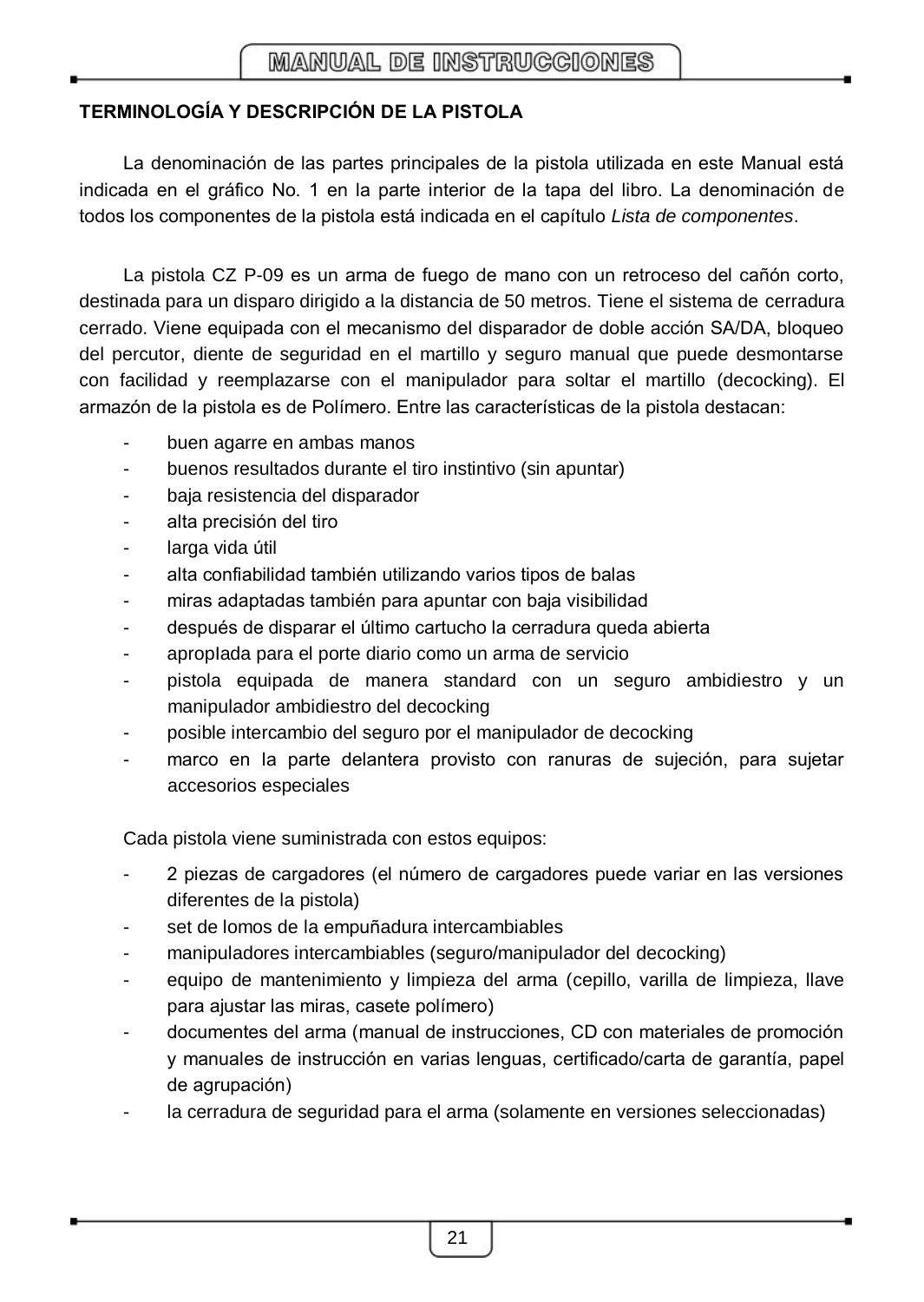## TERMINOLOGÍA Y DESCRIPCIÓN DE LA PISTOLA

La denominación de las partes principales de la pistola utilizada en este Manual está indicada en el gráfico No. 1 en la parte interior de la tapa del libro. La denominación de todos los componentes de la pistola está indicada en el capítulo *Lista de componentes*.

La pistola CZ P-09 es un arma de fuego de mano con un retroceso del cañón corto, destinada para un disparo dirigido a la distancia de 50 metros. Tiene el sistema de cerradura cerrado. Viene equipada con el mecanismo del disparador de doble acción SA/DA, bloqueo del percutor, diente de seguridad en el martillo y seguro manual que puede desmontarse con facilidad y reemplazarse con el manipulador para soltar el martillo (decocking). El armazón de la pistola es de Polímero. Entre las características de la pistola destacan:

- buen agarre en ambas manos
- buenos resultados durante el tiro instintivo (sin apuntar)
- baja resistencia del disparador
- alta precisión del tiro
- larga vida útil
- alta confiabilidad también utilizando varios tipos de balas
- miras adaptadas también para apuntar con baja visibilidad
- después de disparar el último cartucho la cerradura queda abierta
- apropIada para el porte diario como un arma de servicio
- pistola equipada de manera standard con un seguro ambidiestro y un manipulador ambidiestro del decocking
- posible intercambio del seguro por el manipulador de decocking
- marco en la parte delantera provisto con ranuras de sujeción, para sujetar accesorios especiales

Cada pistola viene suministrada con estos equipos:

- 2 piezas de cargadores (el número de cargadores puede variar en las versiones diferentes de la pistola)
- set de lomos de la empuñadura intercambiables
- manipuladores intercambiables (seguro/manipulador del decocking)
- equipo de mantenimiento y limpieza del arma (cepillo, varilla de limpieza, llave para ajustar las miras, casete polímero)
- documentes del arma (manual de instrucciones, CD con materiales de promoción y manuales de instrucción en varias lenguas, certificado/carta de garantía, papel de agrupación)
- la cerradura de seguridad para el arma (solamente en versiones seleccionadas)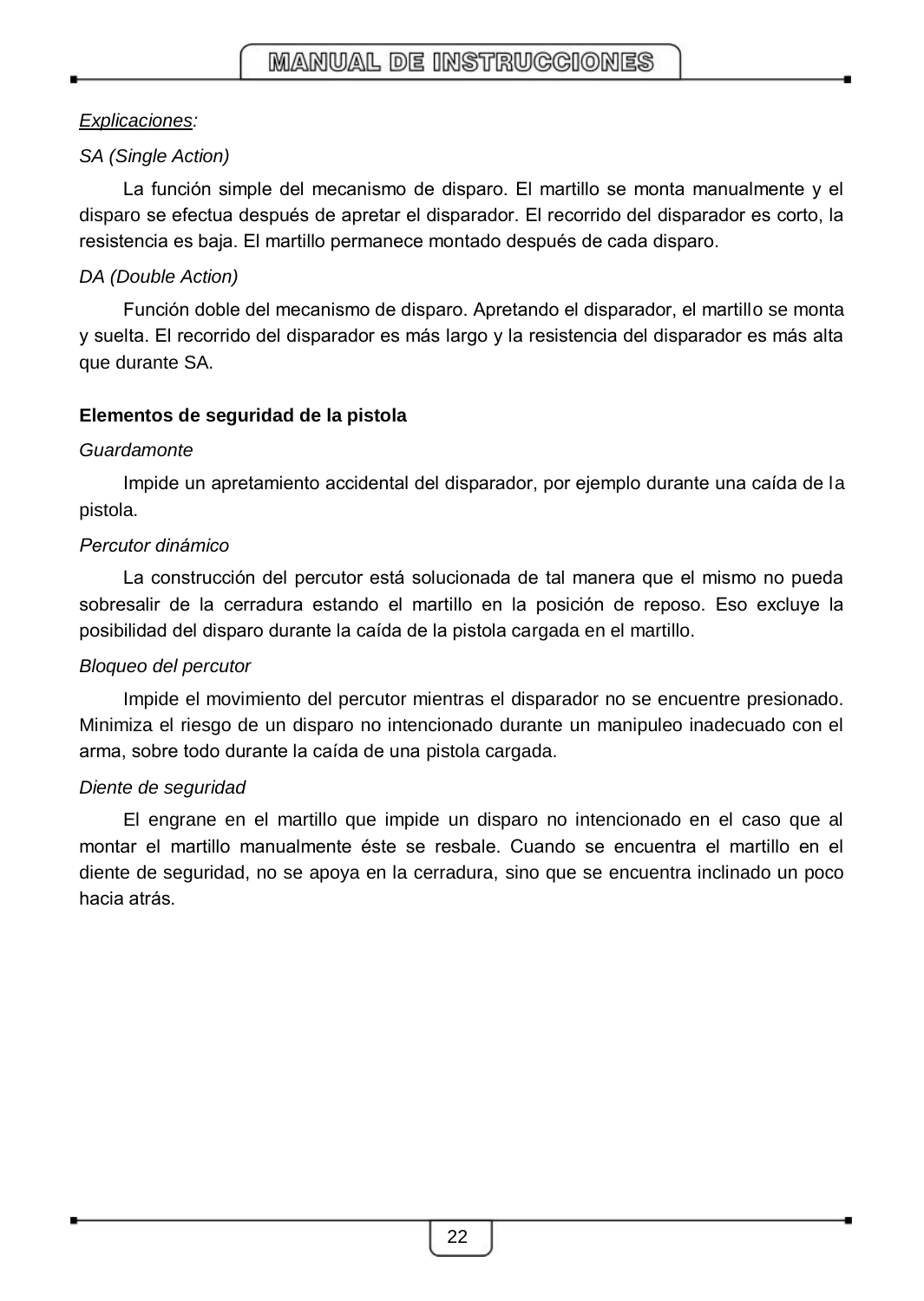*Explicaciones*:

*SA (Single Action)*

La función simple del mecanismo de disparo. El martillo se monta manualmente y el disparo se efectua después de apretar el disparador. El recorrido del disparador es corto, la resistencia es baja. El martillo permanece montado después de cada disparo.

*DA (Double Action)*

Función doble del mecanismo de disparo. Apretando el disparador, el martillo se monta y suelta. El recorrido del disparador es más largo y la resistencia del disparador es más alta que durante SA.

**Elementos de seguridad de la pistola**

*Guardamonte*

Impide un apretamiento accidental del disparador, por ejemplo durante una caída de la pistola.

*Percutor dinámico*

La construcción del percutor está solucionada de tal manera que el mismo no pueda sobresalir de la cerradura estando el martillo en la posición de reposo. Eso excluye la posibilidad del disparo durante la caída de la pistola cargada en el martillo.

*Bloqueo del percutor*

Impide el movimiento del percutor mientras el disparador no se encuentre presionado. Minimiza el riesgo de un disparo no intencionado durante un manipuleo inadecuado con el arma, sobre todo durante la caída de una pistola cargada.

*Diente de seguridad*

El engrane en el martillo que impide un disparo no intencionado en el caso que al montar el martillo manualmente éste se resbale. Cuando se encuentra el martillo en el diente de seguridad, no se apoya en la cerradura, sino que se encuentra inclinado un poco hacia atrás.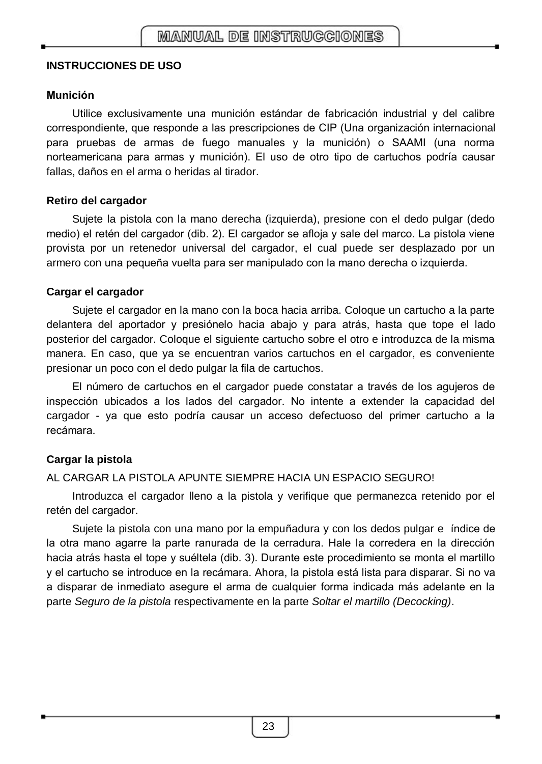## INSTRUCCIONES DE USO

### Munición

Utilice exclusivamente una munición estándar de fabricación industrial y del calibre correspondiente, que responde a las prescripciones de CIP (Una organización internacional para pruebas de armas de fuego manuales y la munición) o SAAMI (una norma norteamericana para armas y munición). El uso de otro tipo de cartuchos podría causar fallas, daños en el arma o heridas al tirador.

### Retiro del cargador

Sujete la pistola con la mano derecha (izquierda), presione con el dedo pulgar (dedo medio) el retén del cargador (dib. 2). El cargador se afloja y sale del marco. La pistola viene provista por un retenedor universal del cargador, el cual puede ser desplazado por un armero con una pequeña vuelta para ser manipulado con la mano derecha o izquierda.

### Cargar el cargador

Sujete el cargador en la mano con la boca hacia arriba. Coloque un cartucho a la parte delantera del aportador y presiónelo hacia abajo y para atrás, hasta que tope el lado posterior del cargador. Coloque el siguiente cartucho sobre el otro e introduzca de la misma manera. En caso, que ya se encuentran varios cartuchos en el cargador, es conveniente presionar un poco con el dedo pulgar la fila de cartuchos.

El número de cartuchos en el cargador puede constatar a través de los agujeros de inspección ubicados a los lados del cargador. No intente a extender la capacidad del cargador - ya que esto podría causar un acceso defectuoso del primer cartucho a la recámara.

### Cargar la pistola

AL CARGAR LA PISTOLA APUNTE SIEMPRE HACIA UN ESPACIO SEGURO!

Introduzca el cargador lleno a la pistola y verifique que permanezca retenido por el retén del cargador.

Sujete la pistola con una mano por la empuñadura y con los dedos pulgar e índice de la otra mano agarre la parte ranurada de la cerradura. Hale la corredera en la dirección hacia atrás hasta el tope y suéltela (dib. 3). Durante este procedimiento se monta el martillo y el cartucho se introduce en la recámara. Ahora, la pistola está lista para disparar. Si no va a disparar de inmediato asegure el arma de cualquier forma indicada más adelante en la parte *Seguro de la pistola* respectivamente en la parte *Soltar el martillo (Decocking)*.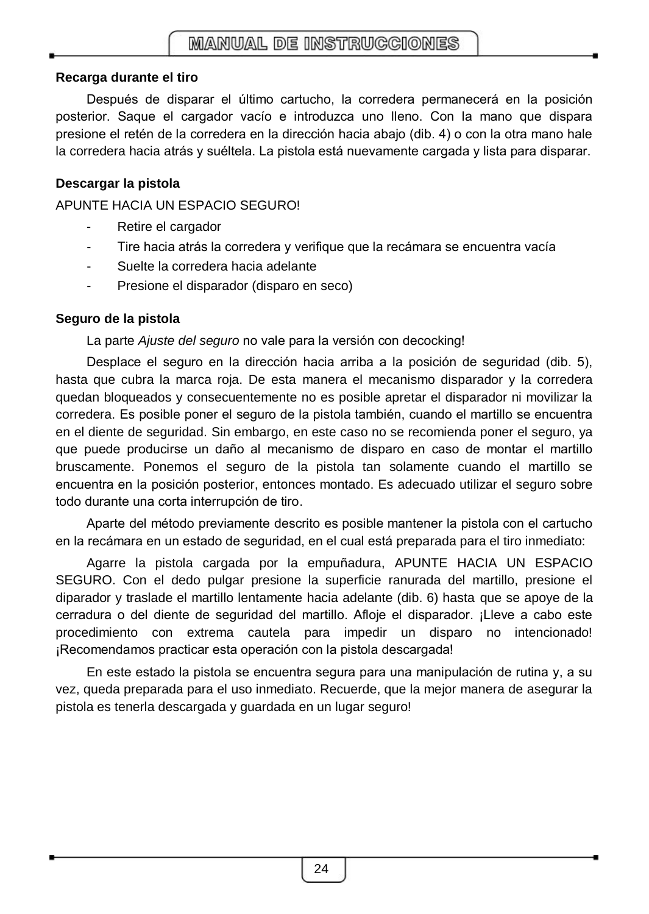### Recarga durante el tiro

Después de disparar el último cartucho, la corredera permanecerá en la posición posterior. Saque el cargador vacío e introduzca uno lleno. Con la mano que dispara presione el retén de la corredera en la dirección hacia abajo (dib. 4) o con la otra mano hale la corredera hacia atrás y suéltela. La pistola está nuevamente cargada y lista para disparar.

### Descargar la pistola

APUNTE HACIA UN ESPACIO SEGURO!

- Retire el cargador
- Tire hacia atrás la corredera y verifique que la recámara se encuentra vacía
- Suelte la corredera hacia adelante
- Presione el disparador (disparo en seco)

### Seguro de la pistola

La parte *Ajuste del seguro* no vale para la versión con decocking!

Desplace el seguro en la dirección hacia arriba a la posición de seguridad (dib. 5), hasta que cubra la marca roja. De esta manera el mecanismo disparador y la corredera quedan bloqueados y consecuentemente no es posible apretar el disparador ni movilizar la corredera. Es posible poner el seguro de la pistola también, cuando el martillo se encuentra en el diente de seguridad. Sin embargo, en este caso no se recomienda poner el seguro, ya que puede producirse un daño al mecanismo de disparo en caso de montar el martillo bruscamente. Ponemos el seguro de la pistola tan solamente cuando el martillo se encuentra en la posición posterior, entonces montado. Es adecuado utilizar el seguro sobre todo durante una corta interrupción de tiro.

Aparte del método previamente descrito es posible mantener la pistola con el cartucho en la recámara en un estado de seguridad, en el cual está preparada para el tiro inmediato:

Agarre la pistola cargada por la empuñadura, APUNTE HACIA UN ESPACIO SEGURO. Con el dedo pulgar presione la superficie ranurada del martillo, presione el diparador y traslade el martillo lentamente hacia adelante (dib. 6) hasta que se apoye de la cerradura o del diente de seguridad del martillo. Afloje el disparador. ¡Lleve a cabo este procedimiento con extrema cautela para impedir un disparo no intencionado! ¡Recomendamos practicar esta operación con la pistola descargada!

En este estado la pistola se encuentra segura para una manipulación de rutina y, a su vez, queda preparada para el uso inmediato. Recuerde, que la mejor manera de asegurar la pistola es tenerla descargada y guardada en un lugar seguro!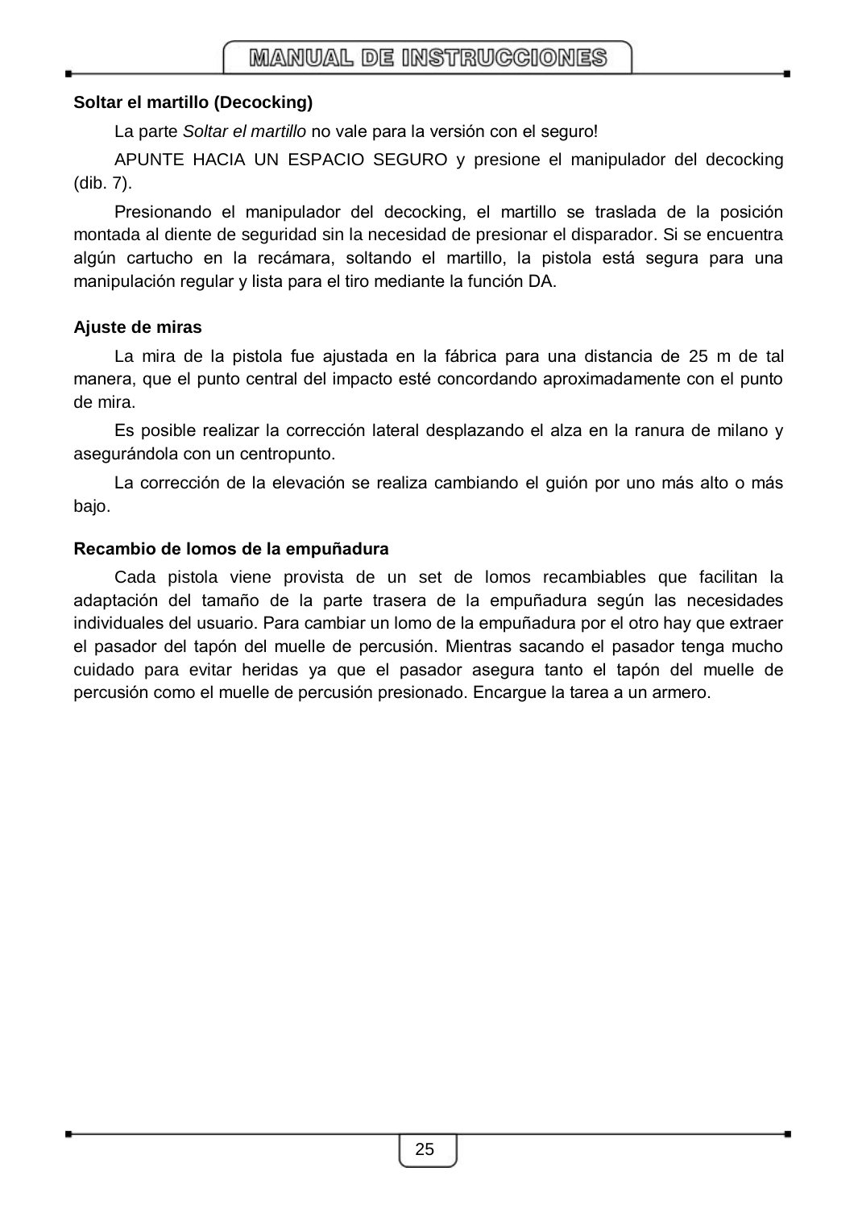### Soltar el martillo (Decocking)

La parte *Soltar el martillo* no vale para la versión con el seguro!

APUNTE HACIA UN ESPACIO SEGURO y presione el manipulador del decocking (dib. 7).

Presionando el manipulador del decocking, el martillo se traslada de la posición montada al diente de seguridad sin la necesidad de presionar el disparador. Si se encuentra algún cartucho en la recámara, soltando el martillo, la pistola está segura para una manipulación regular y lista para el tiro mediante la función DA.

### Ajuste de miras

La mira de la pistola fue ajustada en la fábrica para una distancia de 25 m de tal manera, que el punto central del impacto esté concordando aproximadamente con el punto de mira.

Es posible realizar la corrección lateral desplazando el alza en la ranura de milano y asegurándola con un centropunto.

La corrección de la elevación se realiza cambiando el guión por uno más alto o más bajo.

### Recambio de lomos de la empuñadura

Cada pistola viene provista de un set de lomos recambiables que facilitan la adaptación del tamaño de la parte trasera de la empuñadura según las necesidades individuales del usuario. Para cambiar un lomo de la empuñadura por el otro hay que extraer el pasador del tapón del muelle de percusión. Mientras sacando el pasador tenga mucho cuidado para evitar heridas ya que el pasador asegura tanto el tapón del muelle de percusión como el muelle de percusión presionado. Encargue la tarea a un armero.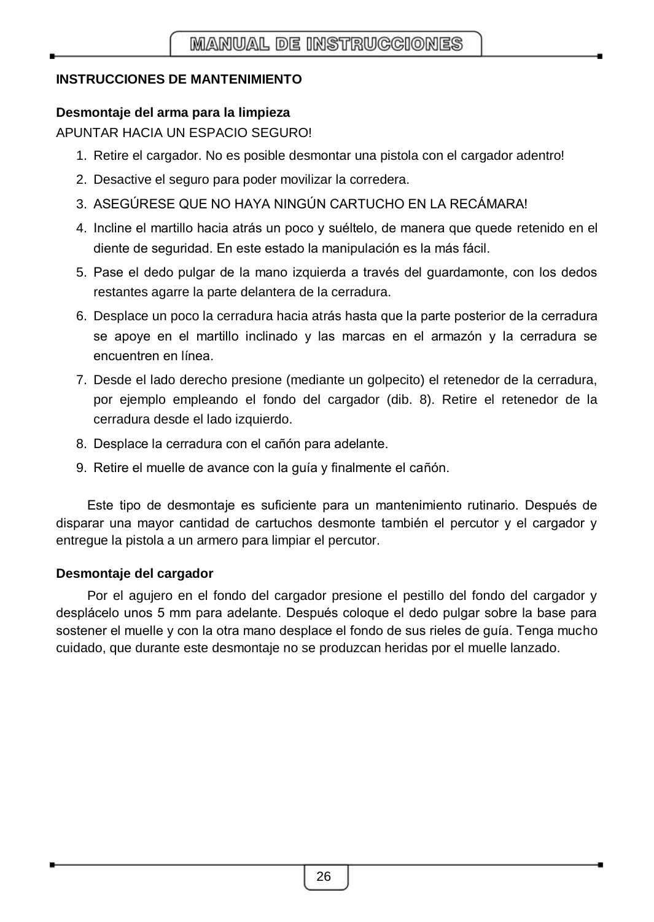## INSTRUCCIONES DE MANTENIMIENTO

### Desmontaje del arma para la limpieza

APUNTAR HACIA UN ESPACIO SEGURO!

1. Retire el cargador. No es posible desmontar una pistola con el cargador adentro!
2. Desactive el seguro para poder movilizar la corredera.
3. ASEGÚRESE QUE NO HAYA NINGÚN CARTUCHO EN LA RECÁMARA!
4. Incline el martillo hacia atrás un poco y suéltelo, de manera que quede retenido en el diente de seguridad. En este estado la manipulación es la más fácil.
5. Pase el dedo pulgar de la mano izquierda a través del guardamonte, con los dedos restantes agarre la parte delantera de la cerradura.
6. Desplace un poco la cerradura hacia atrás hasta que la parte posterior de la cerradura se apoye en el martillo inclinado y las marcas en el armazón y la cerradura se encuentren en línea.
7. Desde el lado derecho presione (mediante un golpecito) el retenedor de la cerradura, por ejemplo empleando el fondo del cargador (dib. 8). Retire el retenedor de la cerradura desde el lado izquierdo.
8. Desplace la cerradura con el cañón para adelante.
9. Retire el muelle de avance con la guía y finalmente el cañón.

Este tipo de desmontaje es suficiente para un mantenimiento rutinario. Después de disparar una mayor cantidad de cartuchos desmonte también el percutor y el cargador y entregue la pistola a un armero para limpiar el percutor.

### Desmontaje del cargador

Por el agujero en el fondo del cargador presione el pestillo del fondo del cargador y desplácelo unos 5 mm para adelante. Después coloque el dedo pulgar sobre la base para sostener el muelle y con la otra mano desplace el fondo de sus rieles de guía. Tenga mucho cuidado, que durante este desmontaje no se produzcan heridas por el muelle lanzado.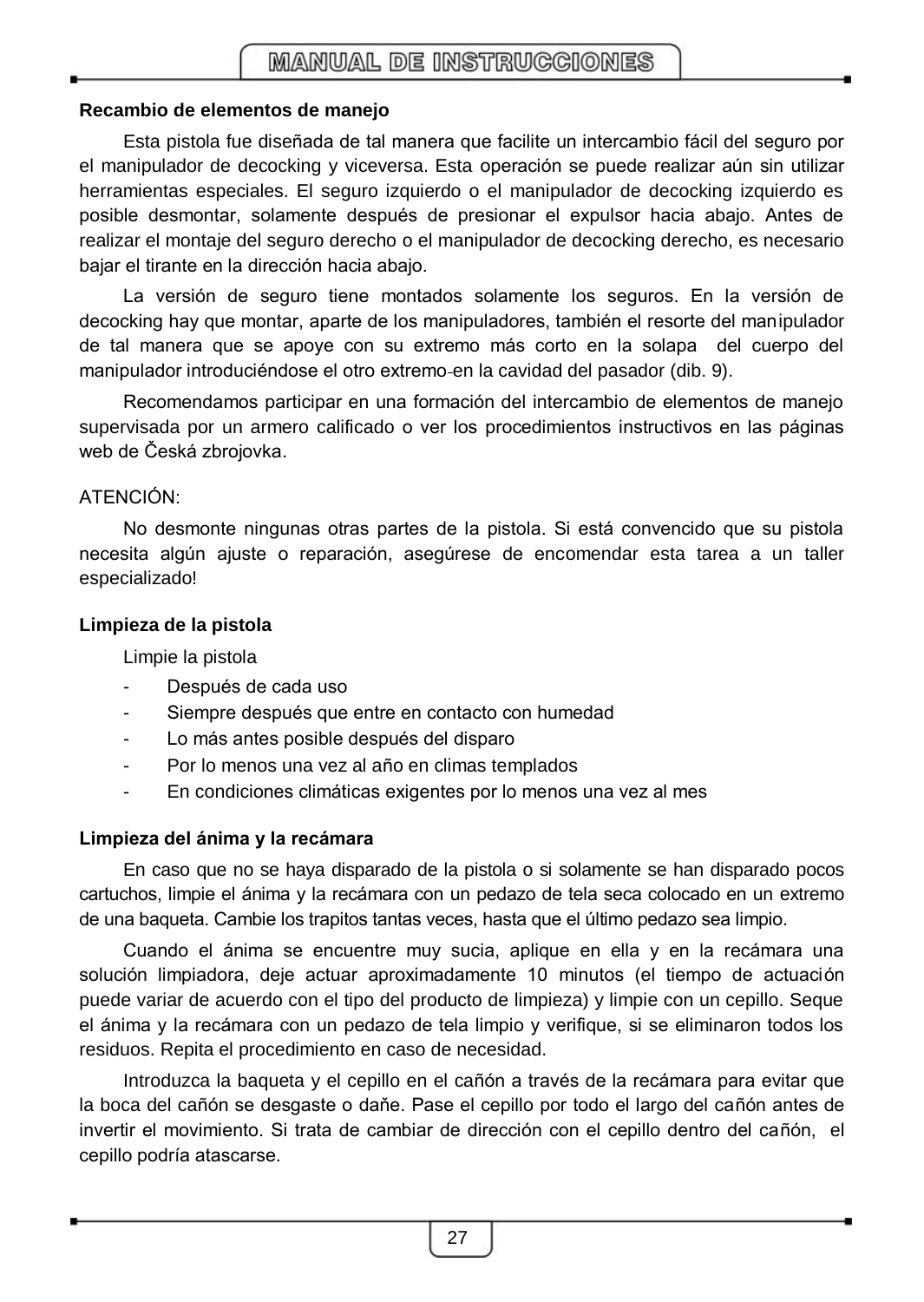### Recambio de elementos de manejo

Esta pistola fue diseñada de tal manera que facilite un intercambio fácil del seguro por el manipulador de decocking y viceversa. Esta operación se puede realizar aún sin utilizar herramientas especiales. El seguro izquierdo o el manipulador de decocking izquierdo es posible desmontar, solamente después de presionar el expulsor hacia abajo. Antes de realizar el montaje del seguro derecho o el manipulador de decocking derecho, es necesario bajar el tirante en la dirección hacia abajo.

La versión de seguro tiene montados solamente los seguros. En la versión de decocking hay que montar, aparte de los manipuladores, también el resorte del manipulador de tal manera que se apoye con su extremo más corto en la solapa del cuerpo del manipulador introduciéndose el otro extremo en la cavidad del pasador (dib. 9).

Recomendamos participar en una formación del intercambio de elementos de manejo supervisada por un armero calificado o ver los procedimientos instructivos en las páginas web de Česká zbrojovka.

ATENCIÓN:

No desmonte ningunas otras partes de la pistola. Si está convencido que su pistola necesita algún ajuste o reparación, asegúrese de encomendar esta tarea a un taller especializado!

### Limpieza de la pistola

Limpie la pistola

- Después de cada uso
- Siempre después que entre en contacto con humedad
- Lo más antes posible después del disparo
- Por lo menos una vez al año en climas templados
- En condiciones climáticas exigentes por lo menos una vez al mes

### Limpieza del ánima y la recámara

En caso que no se haya disparado de la pistola o si solamente se han disparado pocos cartuchos, limpie el ánima y la recámara con un pedazo de tela seca colocado en un extremo de una baqueta. Cambie los trapitos tantas veces, hasta que el último pedazo sea limpio.

Cuando el ánima se encuentre muy sucia, aplique en ella y en la recámara una solución limpiadora, deje actuar aproximadamente 10 minutos (el tiempo de actuación puede variar de acuerdo con el tipo del producto de limpieza) y limpie con un cepillo. Seque el ánima y la recámara con un pedazo de tela limpio y verifique, si se eliminaron todos los residuos. Repita el procedimiento en caso de necesidad.

Introduzca la baqueta y el cepillo en el cañón a través de la recámara para evitar que la boca del cañón se desgaste o daňe. Pase el cepillo por todo el largo del cañón antes de invertir el movimiento. Si trata de cambiar de dirección con el cepillo dentro del cañón, el cepillo podría atascarse.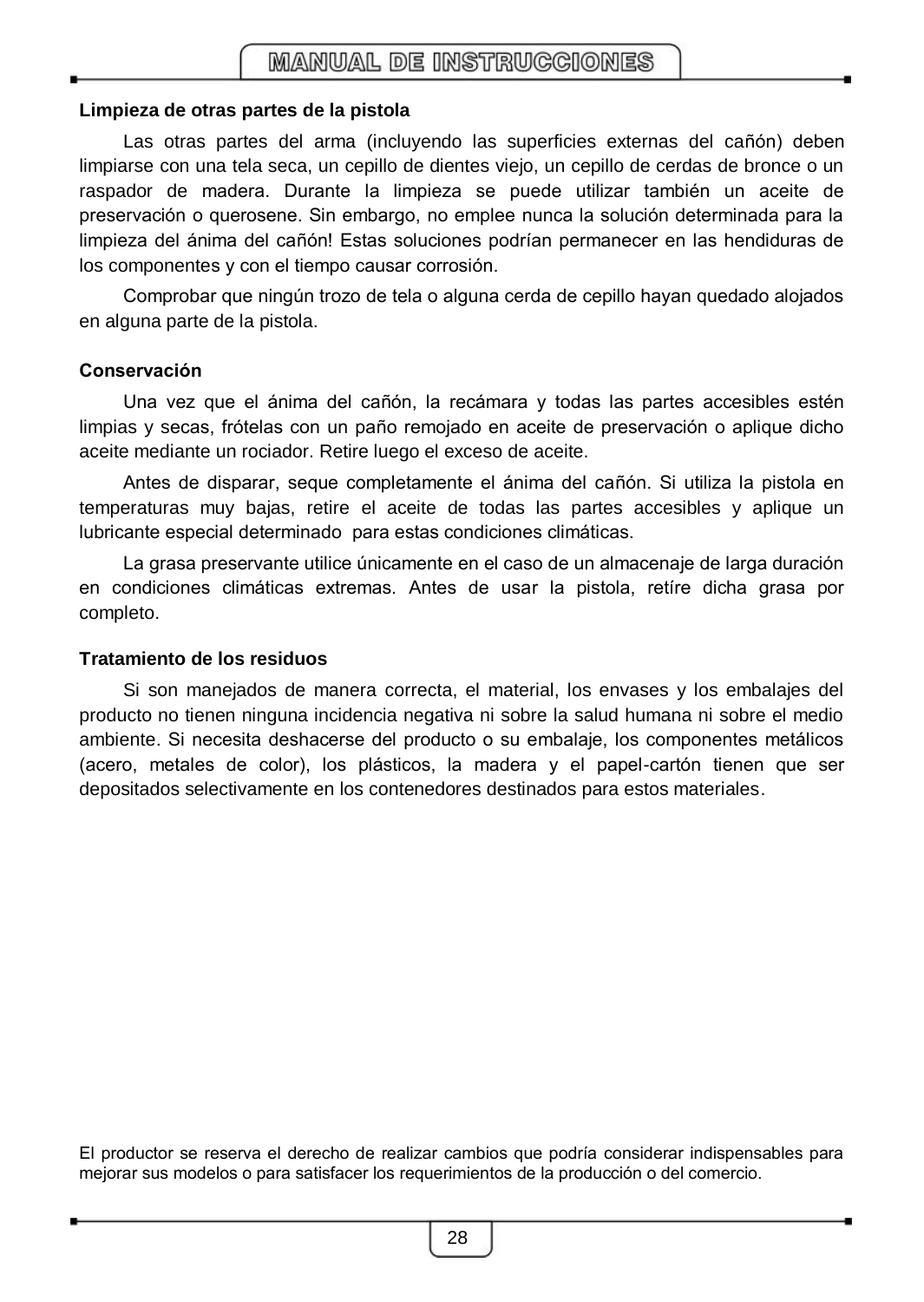### Limpieza de otras partes de la pistola

Las otras partes del arma (incluyendo las superficies externas del cañón) deben limpiarse con una tela seca, un cepillo de dientes viejo, un cepillo de cerdas de bronce o un raspador de madera. Durante la limpieza se puede utilizar también un aceite de preservación o querosene. Sin embargo, no emplee nunca la solución determinada para la limpieza del ánima del cañón! Estas soluciones podrían permanecer en las hendiduras de los componentes y con el tiempo causar corrosión.

Comprobar que ningún trozo de tela o alguna cerda de cepillo hayan quedado alojados en alguna parte de la pistola.

### Conservación

Una vez que el ánima del cañón, la recámara y todas las partes accesibles estén limpias y secas, frótelas con un paño remojado en aceite de preservación o aplique dicho aceite mediante un rociador. Retire luego el exceso de aceite.

Antes de disparar, seque completamente el ánima del cañón. Si utiliza la pistola en temperaturas muy bajas, retire el aceite de todas las partes accesibles y aplique un lubricante especial determinado para estas condiciones climáticas.

La grasa preservante utilice únicamente en el caso de un almacenaje de larga duración en condiciones climáticas extremas. Antes de usar la pistola, retíre dicha grasa por completo.

### Tratamiento de los residuos

Si son manejados de manera correcta, el material, los envases y los embalajes del producto no tienen ninguna incidencia negativa ni sobre la salud humana ni sobre el medio ambiente. Si necesita deshacerse del producto o su embalaje, los componentes metálicos (acero, metales de color), los plásticos, la madera y el papel-cartón tienen que ser depositados selectivamente en los contenedores destinados para estos materiales.

El productor se reserva el derecho de realizar cambios que podría considerar indispensables para mejorar sus modelos o para satisfacer los requerimientos de la producción o del comercio.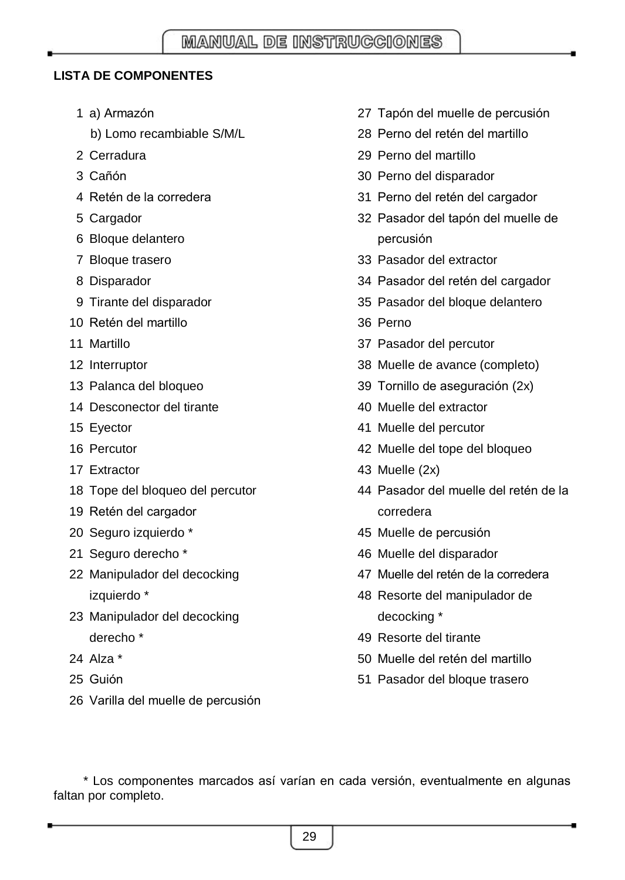## LISTA DE COMPONENTES

1. a) Armazón
   b) Lomo recambiable S/M/L
2. Cerradura
3. Cañón
4. Retén de la corredera
5. Cargador
6. Bloque delantero
7. Bloque trasero
8. Disparador
9. Tirante del disparador
10. Retén del martillo
11. Martillo
12. Interruptor
13. Palanca del bloqueo
14. Desconector del tirante
15. Eyector
16. Percutor
17. Extractor
18. Tope del bloqueo del percutor
19. Retén del cargador
20. Seguro izquierdo *
21. Seguro derecho *
22. Manipulador del decocking izquierdo *
23. Manipulador del decocking derecho *
24. Alza *
25. Guión
26. Varilla del muelle de percusión
27. Tapón del muelle de percusión
28. Perno del retén del martillo
29. Perno del martillo
30. Perno del disparador
31. Perno del retén del cargador
32. Pasador del tapón del muelle de percusión
33. Pasador del extractor
34. Pasador del retén del cargador
35. Pasador del bloque delantero
36. Perno
37. Pasador del percutor
38. Muelle de avance (completo)
39. Tornillo de aseguración (2x)
40. Muelle del extractor
41. Muelle del percutor
42. Muelle del tope del bloqueo
43. Muelle (2x)
44. Pasador del muelle del retén de la corredera
45. Muelle de percusión
46. Muelle del disparador
47. Muelle del retén de la corredera
48. Resorte del manipulador de decocking *
49. Resorte del tirante
50. Muelle del retén del martillo
51. Pasador del bloque trasero

\* Los componentes marcados así varían en cada versión, eventualmente en algunas faltan por completo.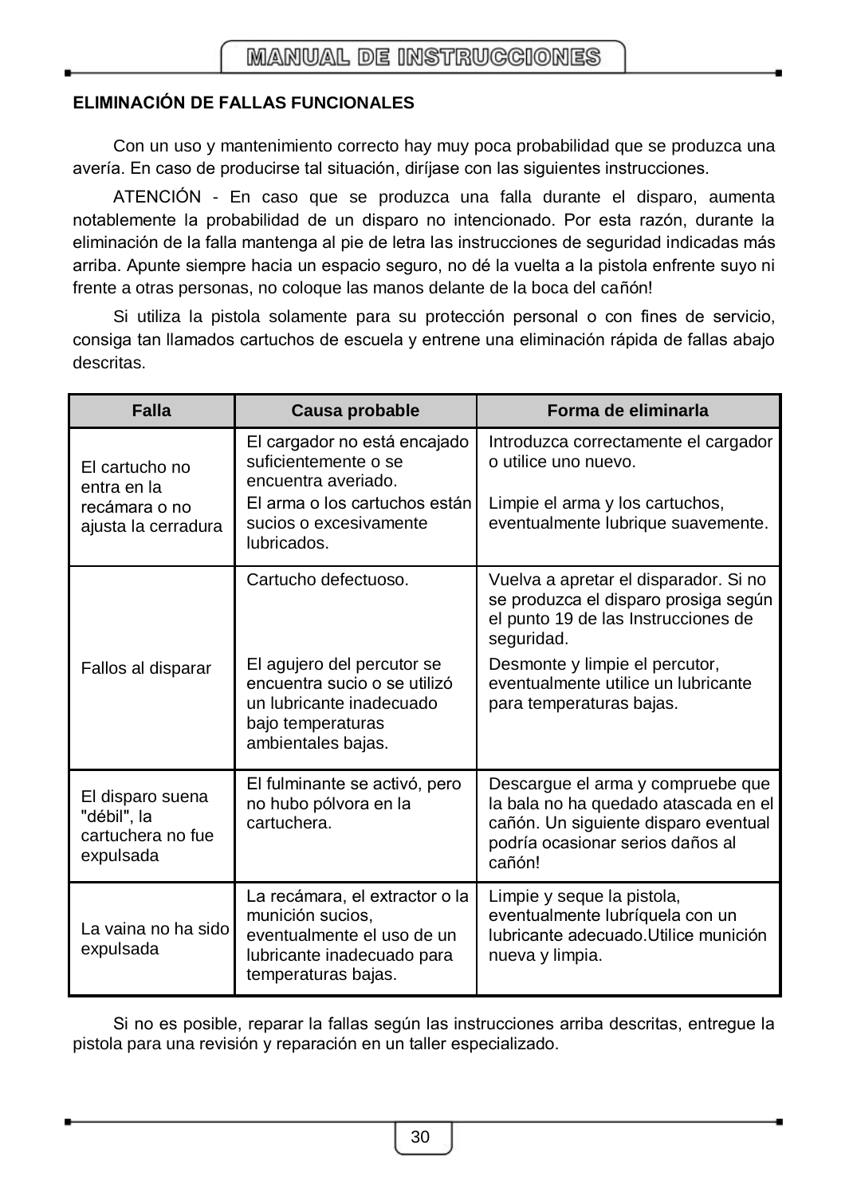## ELIMINACIÓN DE FALLAS FUNCIONALES

Con un uso y mantenimiento correcto hay muy poca probabilidad que se produzca una avería. En caso de producirse tal situación, diríjase con las siguientes instrucciones.

ATENCIÓN - En caso que se produzca una falla durante el disparo, aumenta notablemente la probabilidad de un disparo no intencionado. Por esta razón, durante la eliminación de la falla mantenga al pie de letra las instrucciones de seguridad indicadas más arriba. Apunte siempre hacia un espacio seguro, no dé la vuelta a la pistola enfrente suyo ni frente a otras personas, no coloque las manos delante de la boca del cañón!

Si utiliza la pistola solamente para su protección personal o con fines de servicio, consiga tan llamados cartuchos de escuela y entrene una eliminación rápida de fallas abajo descritas.

| Falla | Causa probable | Forma de eliminarla |
| --- | --- | --- |
| El cartucho no entra en la recámara o no ajusta la cerradura | El cargador no está encajado suficientemente o se encuentra averiado. | Introduzca correctamente el cargador o utilice uno nuevo. |
| | El arma o los cartuchos están sucios o excesivamente lubricados. | Limpie el arma y los cartuchos, eventualmente lubrique suavemente. |
| Fallos al disparar | Cartucho defectuoso. | Vuelva a apretar el disparador. Si no se produzca el disparo prosiga según el punto 19 de las Instrucciones de seguridad. |
| | El agujero del percutor se encuentra sucio o se utilizó un lubricante inadecuado bajo temperaturas ambientales bajas. | Desmonte y limpie el percutor, eventualmente utilice un lubricante para temperaturas bajas. |
| El disparo suena "débil", la cartuchera no fue expulsada | El fulminante se activó, pero no hubo pólvora en la cartuchera. | Descargue el arma y compruebe que la bala no ha quedado atascada en el cañón. Un siguiente disparo eventual podría ocasionar serios daños al cañón! |
| La vaina no ha sido expulsada | La recámara, el extractor o la munición sucios, eventualmente el uso de un lubricante inadecuado para temperaturas bajas. | Limpie y seque la pistola, eventualmente lubríquela con un lubricante adecuado.Utilice munición nueva y limpia. |

Si no es posible, reparar la fallas según las instrucciones arriba descritas, entregue la pistola para una revisión y reparación en un taller especializado.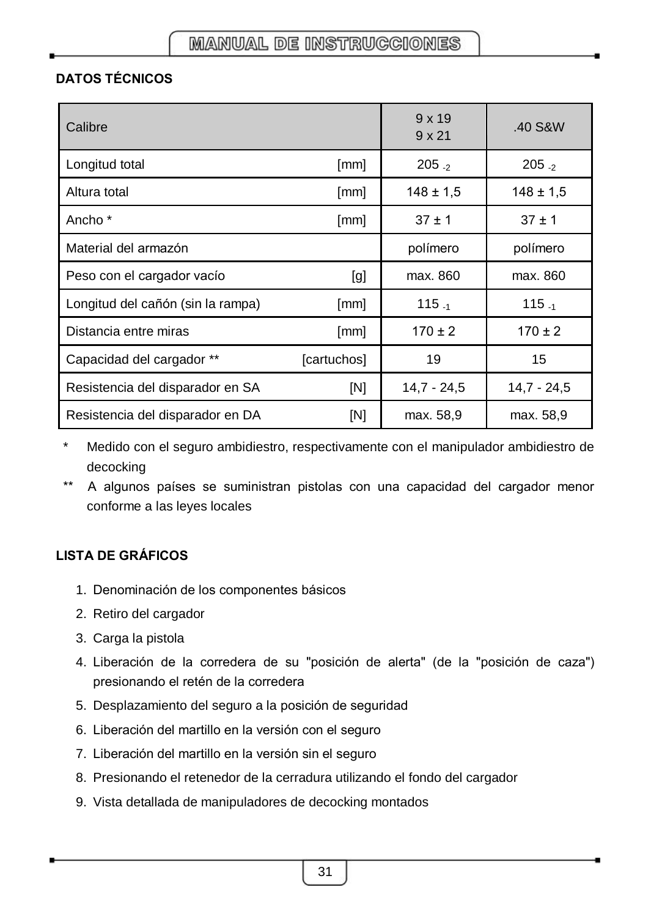## DATOS TÉCNICOS

| Calibre | | 9 x 19<br>9 x 21 | .40 S&W |
|---|---|---|---|
| Longitud total | [mm] | 205 $_{-2}$ | 205 $_{-2}$ |
| Altura total | [mm] | 148 ± 1,5 | 148 ± 1,5 |
| Ancho * | [mm] | 37 ± 1 | 37 ± 1 |
| Material del armazón | | polímero | polímero |
| Peso con el cargador vacío | [g] | max. 860 | max. 860 |
| Longitud del cañón (sin la rampa) | [mm] | 115 $_{-1}$ | 115 $_{-1}$ |
| Distancia entre miras | [mm] | 170 ± 2 | 170 ± 2 |
| Capacidad del cargador ** | [cartuchos] | 19 | 15 |
| Resistencia del disparador en SA | [N] | 14,7 - 24,5 | 14,7 - 24,5 |
| Resistencia del disparador en DA | [N] | max. 58,9 | max. 58,9 |

\* Medido con el seguro ambidiestro, respectivamente con el manipulador ambidiestro de decocking

\** A algunos países se suministran pistolas con una capacidad del cargador menor conforme a las leyes locales

## LISTA DE GRÁFICOS

1. Denominación de los componentes básicos
2. Retiro del cargador
3. Carga la pistola
4. Liberación de la corredera de su "posición de alerta" (de la "posición de caza") presionando el retén de la corredera
5. Desplazamiento del seguro a la posición de seguridad
6. Liberación del martillo en la versión con el seguro
7. Liberación del martillo en la versión sin el seguro
8. Presionando el retenedor de la cerradura utilizando el fondo del cargador
9. Vista detallada de manipuladores de decocking montados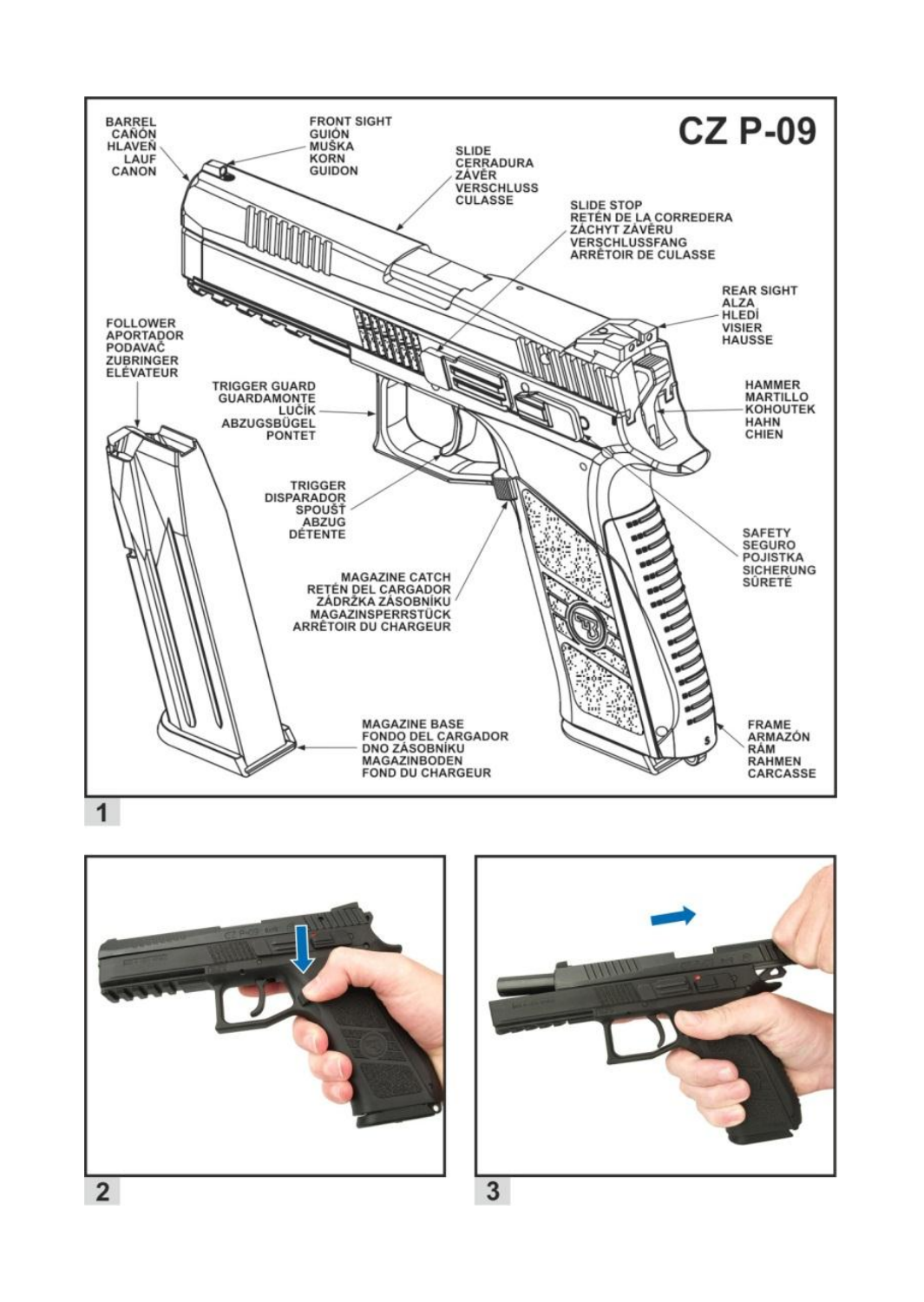# CZ P-09

BARREL
CAÑÓN
HLAVEŇ
LAUF
CANON

FRONT SIGHT
GUIÓN
MUŠKA
KORN
GUIDON

SLIDE
CERRADURA
ZÁVĚR
VERSCHLUSS
CULASSE

SLIDE STOP
RETÉN DE LA CORREDERA
ZÁCHYT ZÁVĚRU
VERSCHLUSSFANG
ARRÊTOIR DE CULASSE

REAR SIGHT
ALZA
HLEDÍ
VISIER
HAUSSE

FOLLOWER
APORTADOR
PODAVAČ
ZUBRINGER
ELÉVATEUR

TRIGGER GUARD
GUARDAMONTE
LUČÍK
ABZUGSBÜGEL
PONTET

HAMMER
MARTILLO
KOHOUTEK
HAHN
CHIEN

TRIGGER
DISPARADOR
SPOUŠŤ
ABZUG
DÉTENTE

SAFETY
SEGURO
POJISTKA
SICHERUNG
SÛRETÉ

MAGAZINE CATCH
RETÉN DEL CARGADOR
ZÁDRŽKA ZÁSOBNÍKU
MAGAZINSPERRSTÜCK
ARRÊTOIR DU CHARGEUR

MAGAZINE BASE
FONDO DEL CARGADOR
DNO ZÁSOBNÍKU
MAGAZINBODEN
FOND DU CHARGEUR

FRAME
ARMAZÓN
RÁM
RAHMEN
CARCASSE

1

2

3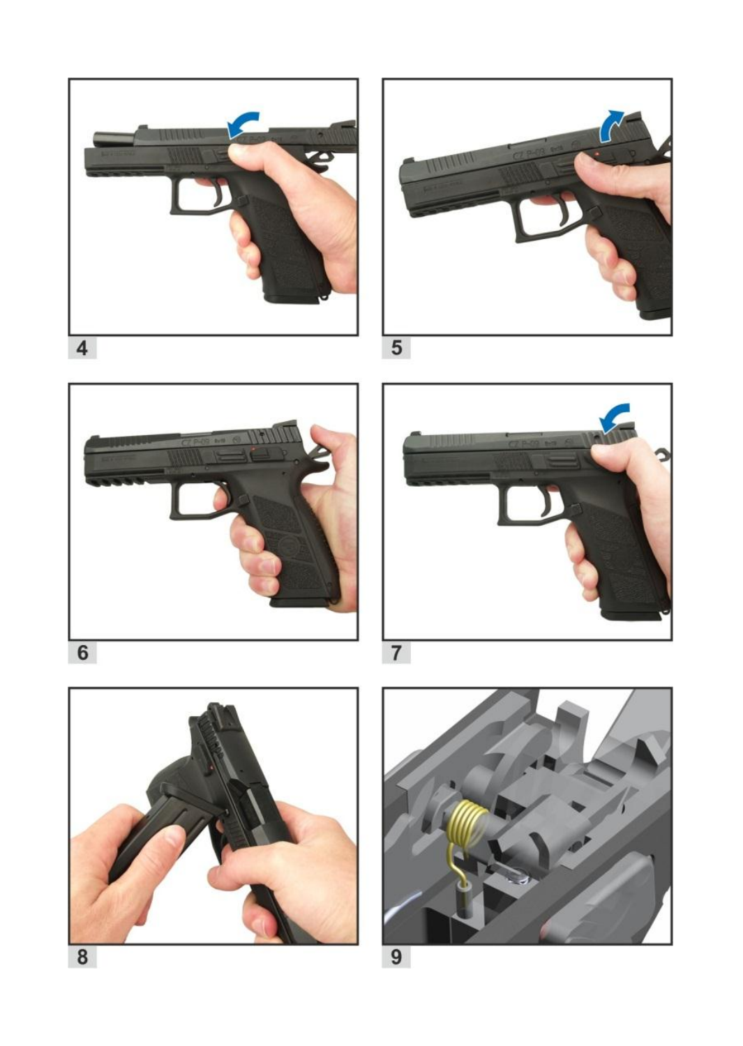4

5

6

7

8

9